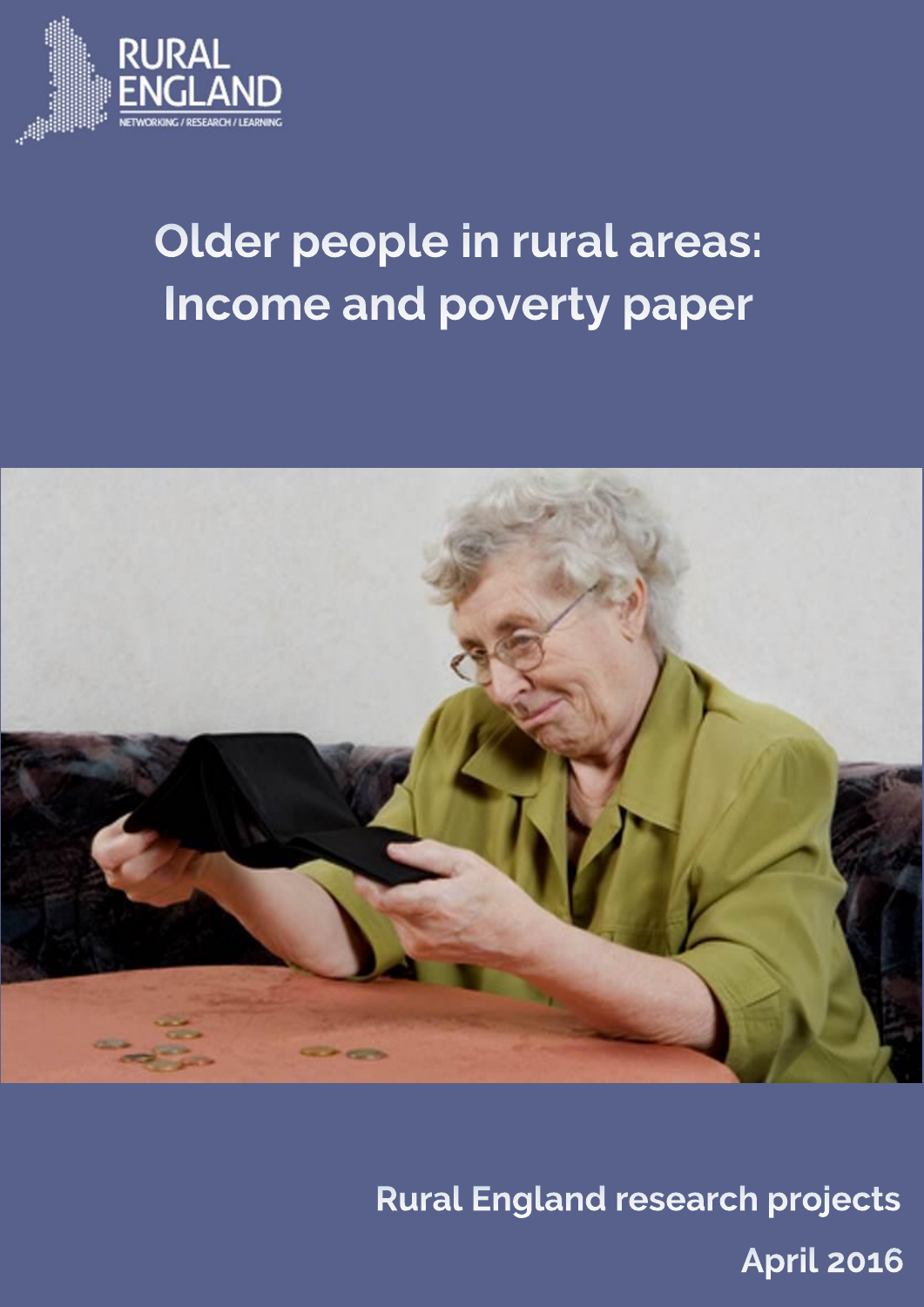RURAL ENGLAND

NETWORKING / RESEARCH / LEARNING

# Older people in rural areas: Income and poverty paper

Rural England research projects

April 2016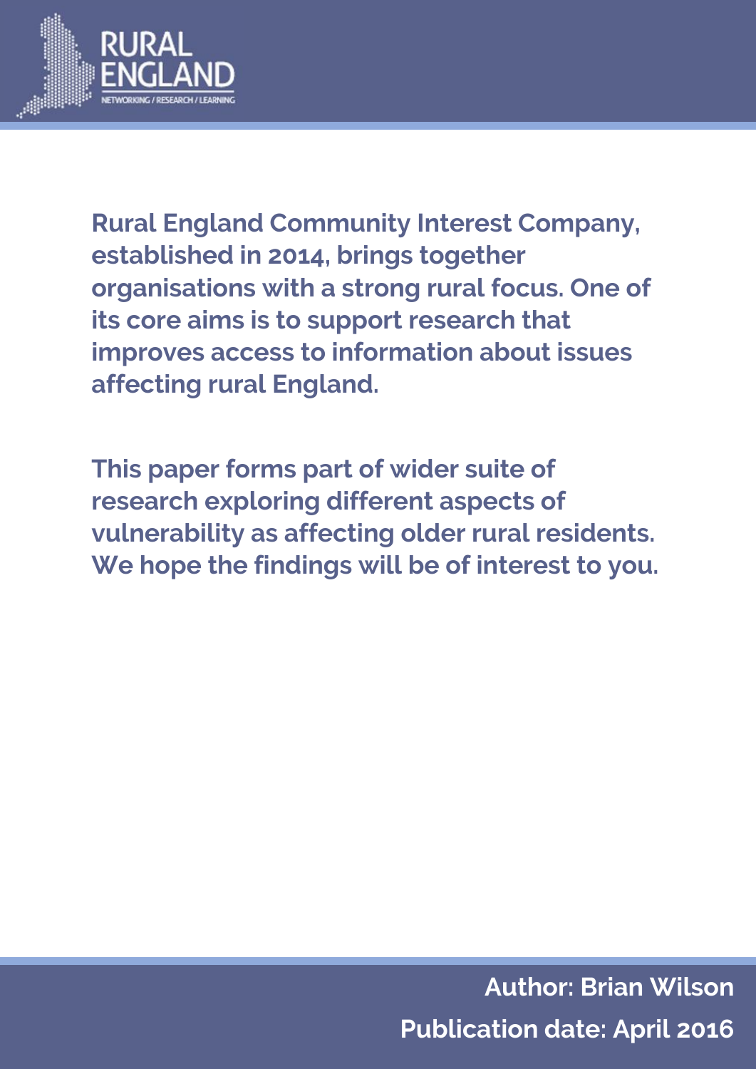RURAL ENGLAND

NETWORKING / RESEARCH / LEARNING

**Rural England Community Interest Company, established in 2014, brings together organisations with a strong rural focus. One of its core aims is to support research that improves access to information about issues affecting rural England.**

**This paper forms part of wider suite of research exploring different aspects of vulnerability as affecting older rural residents. We hope the findings will be of interest to you.**

**Author: Brian Wilson**

**Publication date: April 2016**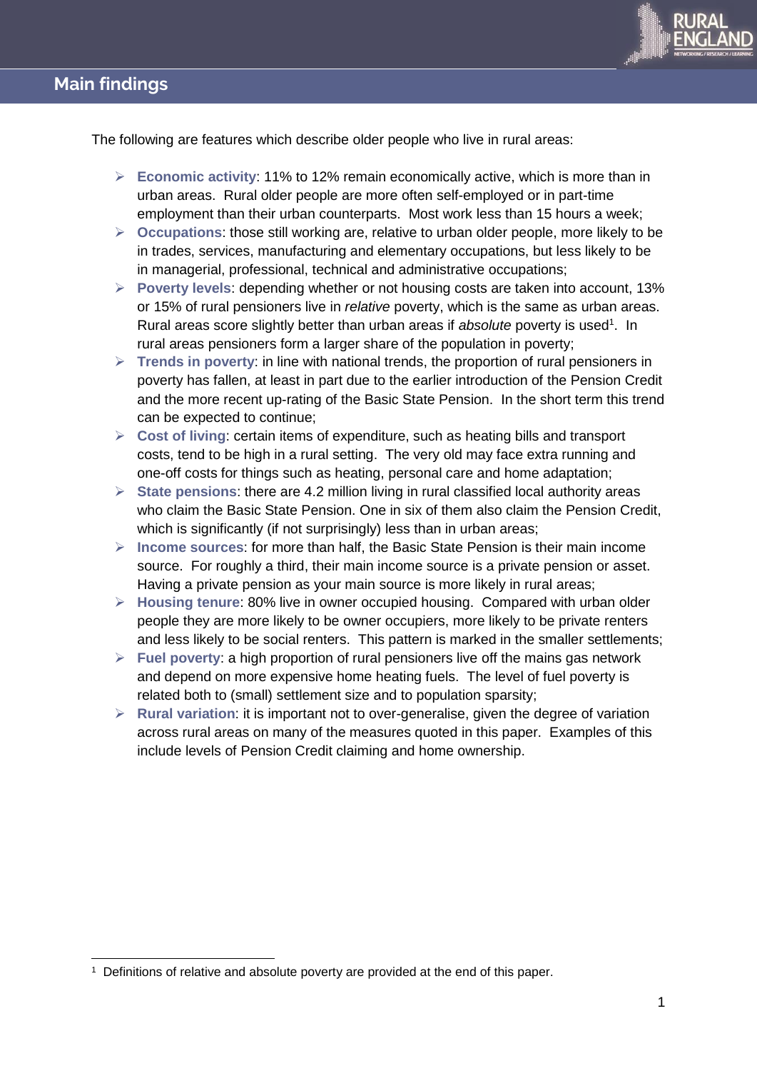## Main findings

The following are features which describe older people who live in rural areas:

- **Economic activity**: 11% to 12% remain economically active, which is more than in urban areas. Rural older people are more often self-employed or in part-time employment than their urban counterparts. Most work less than 15 hours a week;
- **Occupations**: those still working are, relative to urban older people, more likely to be in trades, services, manufacturing and elementary occupations, but less likely to be in managerial, professional, technical and administrative occupations;
- **Poverty levels**: depending whether or not housing costs are taken into account, 13% or 15% of rural pensioners live in *relative* poverty, which is the same as urban areas. Rural areas score slightly better than urban areas if *absolute* poverty is used[1]. In rural areas pensioners form a larger share of the population in poverty;
- **Trends in poverty**: in line with national trends, the proportion of rural pensioners in poverty has fallen, at least in part due to the earlier introduction of the Pension Credit and the more recent up-rating of the Basic State Pension. In the short term this trend can be expected to continue;
- **Cost of living**: certain items of expenditure, such as heating bills and transport costs, tend to be high in a rural setting. The very old may face extra running and one-off costs for things such as heating, personal care and home adaptation;
- **State pensions**: there are 4.2 million living in rural classified local authority areas who claim the Basic State Pension. One in six of them also claim the Pension Credit, which is significantly (if not surprisingly) less than in urban areas;
- **Income sources**: for more than half, the Basic State Pension is their main income source. For roughly a third, their main income source is a private pension or asset. Having a private pension as your main source is more likely in rural areas;
- **Housing tenure**: 80% live in owner occupied housing. Compared with urban older people they are more likely to be owner occupiers, more likely to be private renters and less likely to be social renters. This pattern is marked in the smaller settlements;
- **Fuel poverty**: a high proportion of rural pensioners live off the mains gas network and depend on more expensive home heating fuels. The level of fuel poverty is related both to (small) settlement size and to population sparsity;
- **Rural variation**: it is important not to over-generalise, given the degree of variation across rural areas on many of the measures quoted in this paper. Examples of this include levels of Pension Credit claiming and home ownership.

[1] Definitions of relative and absolute poverty are provided at the end of this paper.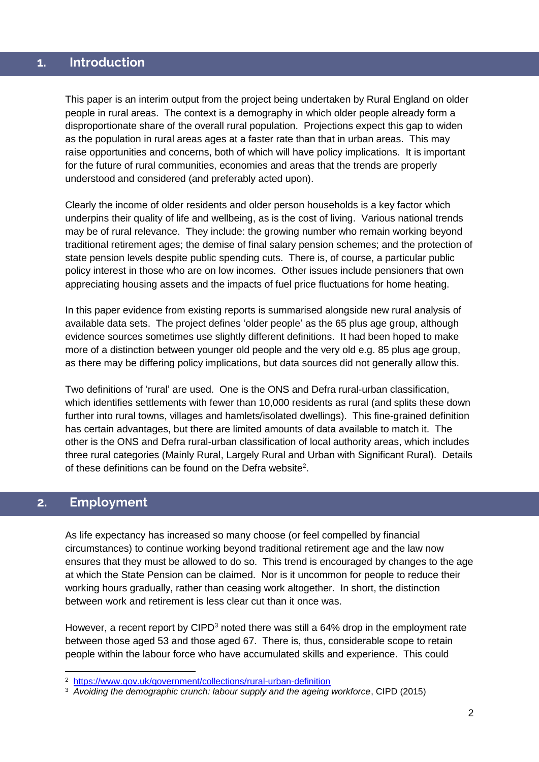## 1. Introduction

This paper is an interim output from the project being undertaken by Rural England on older people in rural areas. The context is a demography in which older people already form a disproportionate share of the overall rural population. Projections expect this gap to widen as the population in rural areas ages at a faster rate than that in urban areas. This may raise opportunities and concerns, both of which will have policy implications. It is important for the future of rural communities, economies and areas that the trends are properly understood and considered (and preferably acted upon).

Clearly the income of older residents and older person households is a key factor which underpins their quality of life and wellbeing, as is the cost of living. Various national trends may be of rural relevance. They include: the growing number who remain working beyond traditional retirement ages; the demise of final salary pension schemes; and the protection of state pension levels despite public spending cuts. There is, of course, a particular public policy interest in those who are on low incomes. Other issues include pensioners that own appreciating housing assets and the impacts of fuel price fluctuations for home heating.

In this paper evidence from existing reports is summarised alongside new rural analysis of available data sets. The project defines 'older people' as the 65 plus age group, although evidence sources sometimes use slightly different definitions. It had been hoped to make more of a distinction between younger old people and the very old e.g. 85 plus age group, as there may be differing policy implications, but data sources did not generally allow this.

Two definitions of 'rural' are used. One is the ONS and Defra rural-urban classification, which identifies settlements with fewer than 10,000 residents as rural (and splits these down further into rural towns, villages and hamlets/isolated dwellings). This fine-grained definition has certain advantages, but there are limited amounts of data available to match it. The other is the ONS and Defra rural-urban classification of local authority areas, which includes three rural categories (Mainly Rural, Largely Rural and Urban with Significant Rural). Details of these definitions can be found on the Defra website[2].

## 2. Employment

As life expectancy has increased so many choose (or feel compelled by financial circumstances) to continue working beyond traditional retirement age and the law now ensures that they must be allowed to do so. This trend is encouraged by changes to the age at which the State Pension can be claimed. Nor is it uncommon for people to reduce their working hours gradually, rather than ceasing work altogether. In short, the distinction between work and retirement is less clear cut than it once was.

However, a recent report by CIPD[3] noted there was still a 64% drop in the employment rate between those aged 53 and those aged 67. There is, thus, considerable scope to retain people within the labour force who have accumulated skills and experience. This could

---

[2] https://www.gov.uk/government/collections/rural-urban-definition

[3] *Avoiding the demographic crunch: labour supply and the ageing workforce*, CIPD (2015)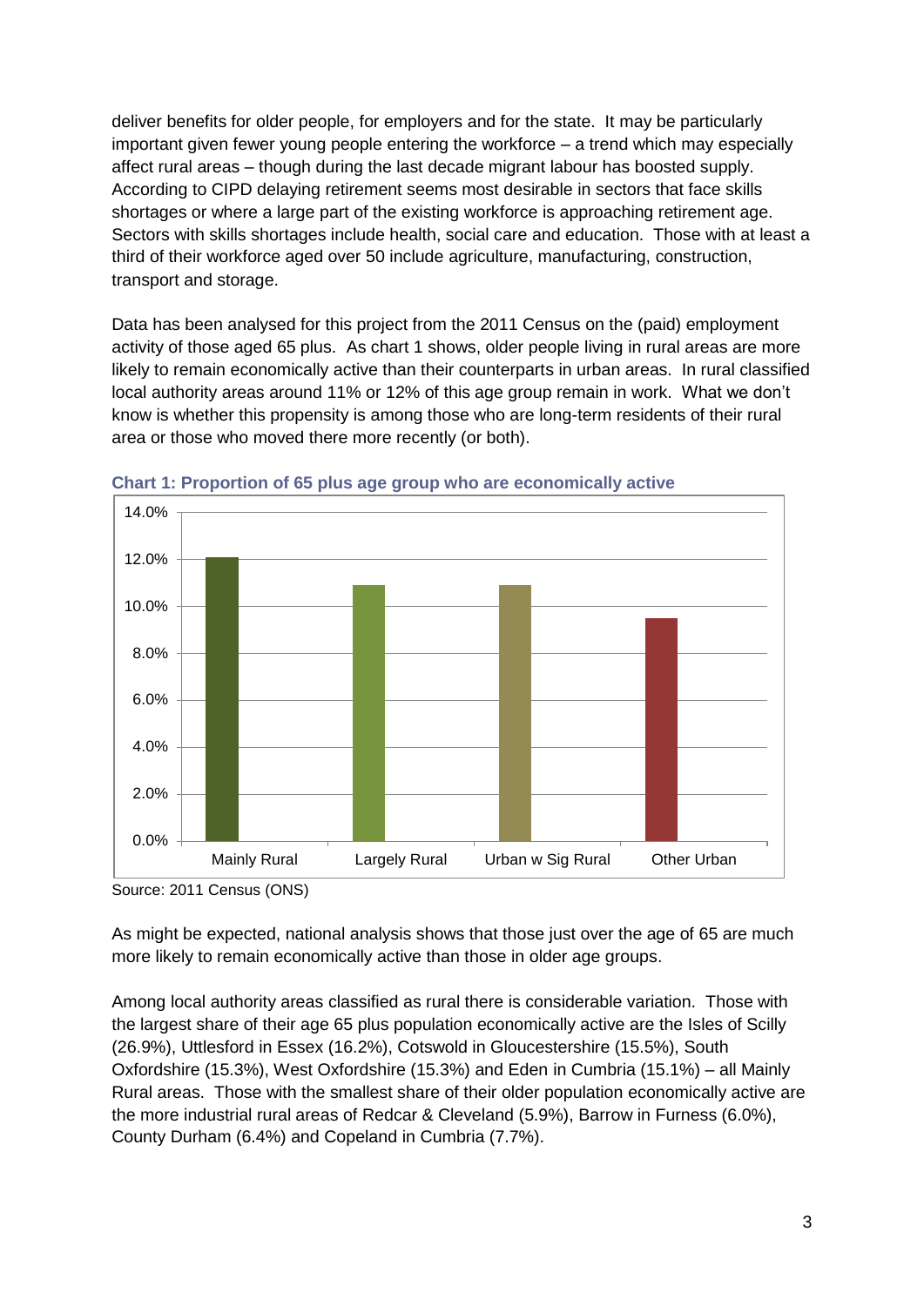deliver benefits for older people, for employers and for the state. It may be particularly important given fewer young people entering the workforce – a trend which may especially affect rural areas – though during the last decade migrant labour has boosted supply. According to CIPD delaying retirement seems most desirable in sectors that face skills shortages or where a large part of the existing workforce is approaching retirement age. Sectors with skills shortages include health, social care and education. Those with at least a third of their workforce aged over 50 include agriculture, manufacturing, construction, transport and storage.

Data has been analysed for this project from the 2011 Census on the (paid) employment activity of those aged 65 plus. As chart 1 shows, older people living in rural areas are more likely to remain economically active than their counterparts in urban areas. In rural classified local authority areas around 11% or 12% of this age group remain in work. What we don't know is whether this propensity is among those who are long-term residents of their rural area or those who moved there more recently (or both).

**Chart 1: Proportion of 65 plus age group who are economically active**

Source: 2011 Census (ONS)

As might be expected, national analysis shows that those just over the age of 65 are much more likely to remain economically active than those in older age groups.

Among local authority areas classified as rural there is considerable variation. Those with the largest share of their age 65 plus population economically active are the Isles of Scilly (26.9%), Uttlesford in Essex (16.2%), Cotswold in Gloucestershire (15.5%), South Oxfordshire (15.3%), West Oxfordshire (15.3%) and Eden in Cumbria (15.1%) – all Mainly Rural areas. Those with the smallest share of their older population economically active are the more industrial rural areas of Redcar & Cleveland (5.9%), Barrow in Furness (6.0%), County Durham (6.4%) and Copeland in Cumbria (7.7%).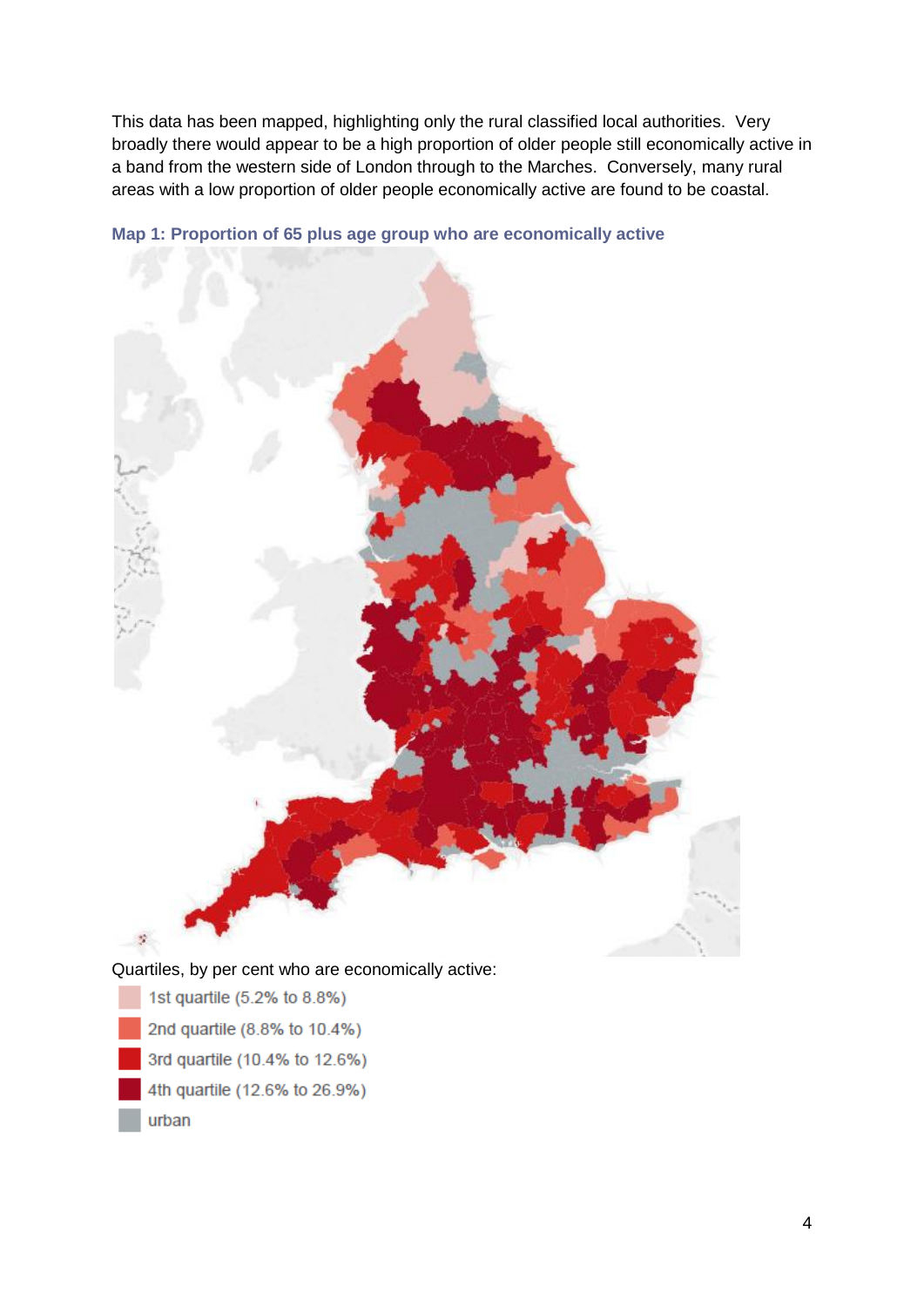This data has been mapped, highlighting only the rural classified local authorities. Very broadly there would appear to be a high proportion of older people still economically active in a band from the western side of London through to the Marches. Conversely, many rural areas with a low proportion of older people economically active are found to be coastal.

**Map 1: Proportion of 65 plus age group who are economically active**

Quartiles, by per cent who are economically active:

- 1st quartile (5.2% to 8.8%)
- 2nd quartile (8.8% to 10.4%)
- 3rd quartile (10.4% to 12.6%)
- 4th quartile (12.6% to 26.9%)
- urban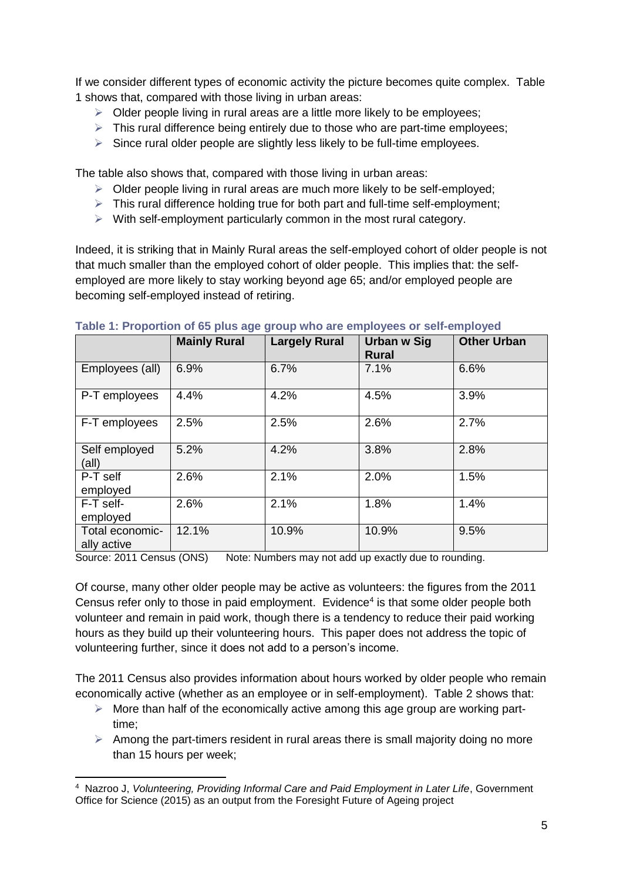If we consider different types of economic activity the picture becomes quite complex. Table 1 shows that, compared with those living in urban areas:

- Older people living in rural areas are a little more likely to be employees;
- This rural difference being entirely due to those who are part-time employees;
- Since rural older people are slightly less likely to be full-time employees.

The table also shows that, compared with those living in urban areas:

- Older people living in rural areas are much more likely to be self-employed;
- This rural difference holding true for both part and full-time self-employment;
- With self-employment particularly common in the most rural category.

Indeed, it is striking that in Mainly Rural areas the self-employed cohort of older people is not that much smaller than the employed cohort of older people. This implies that: the self-employed are more likely to stay working beyond age 65; and/or employed people are becoming self-employed instead of retiring.

**Table 1: Proportion of 65 plus age group who are employees or self-employed**

| | Mainly Rural | Largely Rural | Urban w Sig Rural | Other Urban |
|---|---|---|---|---|
| Employees (all) | 6.9% | 6.7% | 7.1% | 6.6% |
| P-T employees | 4.4% | 4.2% | 4.5% | 3.9% |
| F-T employees | 2.5% | 2.5% | 2.6% | 2.7% |
| Self employed (all) | 5.2% | 4.2% | 3.8% | 2.8% |
| P-T self employed | 2.6% | 2.1% | 2.0% | 1.5% |
| F-T self-employed | 2.6% | 2.1% | 1.8% | 1.4% |
| Total economic-ally active | 12.1% | 10.9% | 10.9% | 9.5% |

Source: 2011 Census (ONS) Note: Numbers may not add up exactly due to rounding.

Of course, many other older people may be active as volunteers: the figures from the 2011 Census refer only to those in paid employment. Evidence[4] is that some older people both volunteer and remain in paid work, though there is a tendency to reduce their paid working hours as they build up their volunteering hours. This paper does not address the topic of volunteering further, since it does not add to a person's income.

The 2011 Census also provides information about hours worked by older people who remain economically active (whether as an employee or in self-employment). Table 2 shows that:

- More than half of the economically active among this age group are working part-time;
- Among the part-timers resident in rural areas there is small majority doing no more than 15 hours per week;

[4] Nazroo J, *Volunteering, Providing Informal Care and Paid Employment in Later Life*, Government Office for Science (2015) as an output from the Foresight Future of Ageing project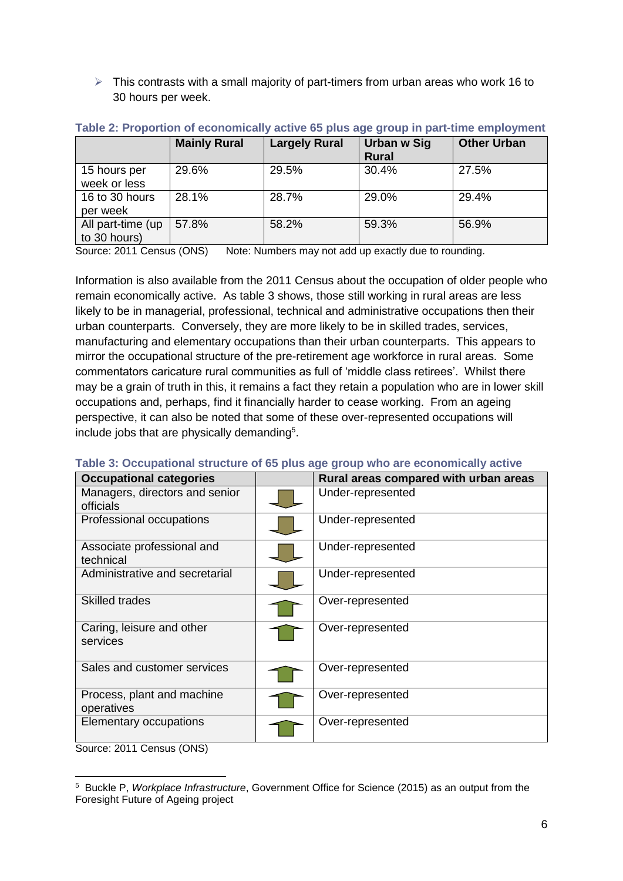- This contrasts with a small majority of part-timers from urban areas who work 16 to 30 hours per week.

**Table 2: Proportion of economically active 65 plus age group in part-time employment**

| | Mainly Rural | Largely Rural | Urban w Sig Rural | Other Urban |
|---|---|---|---|---|
| 15 hours per week or less | 29.6% | 29.5% | 30.4% | 27.5% |
| 16 to 30 hours per week | 28.1% | 28.7% | 29.0% | 29.4% |
| All part-time (up to 30 hours) | 57.8% | 58.2% | 59.3% | 56.9% |

Source: 2011 Census (ONS)   Note: Numbers may not add up exactly due to rounding.

Information is also available from the 2011 Census about the occupation of older people who remain economically active. As table 3 shows, those still working in rural areas are less likely to be in managerial, professional, technical and administrative occupations then their urban counterparts. Conversely, they are more likely to be in skilled trades, services, manufacturing and elementary occupations than their urban counterparts. This appears to mirror the occupational structure of the pre-retirement age workforce in rural areas. Some commentators caricature rural communities as full of 'middle class retirees'. Whilst there may be a grain of truth in this, it remains a fact they retain a population who are in lower skill occupations and, perhaps, find it financially harder to cease working. From an ageing perspective, it can also be noted that some of these over-represented occupations will include jobs that are physically demanding[5].

**Table 3: Occupational structure of 65 plus age group who are economically active**

| Occupational categories | | Rural areas compared with urban areas |
|---|---|---|
| Managers, directors and senior officials | ↓ | Under-represented |
| Professional occupations | ↓ | Under-represented |
| Associate professional and technical | ↓ | Under-represented |
| Administrative and secretarial | ↓ | Under-represented |
| Skilled trades | ↑ | Over-represented |
| Caring, leisure and other services | ↑ | Over-represented |
| Sales and customer services | ↑ | Over-represented |
| Process, plant and machine operatives | ↑ | Over-represented |
| Elementary occupations | ↑ | Over-represented |

Source: 2011 Census (ONS)

[5] Buckle P, *Workplace Infrastructure*, Government Office for Science (2015) as an output from the Foresight Future of Ageing project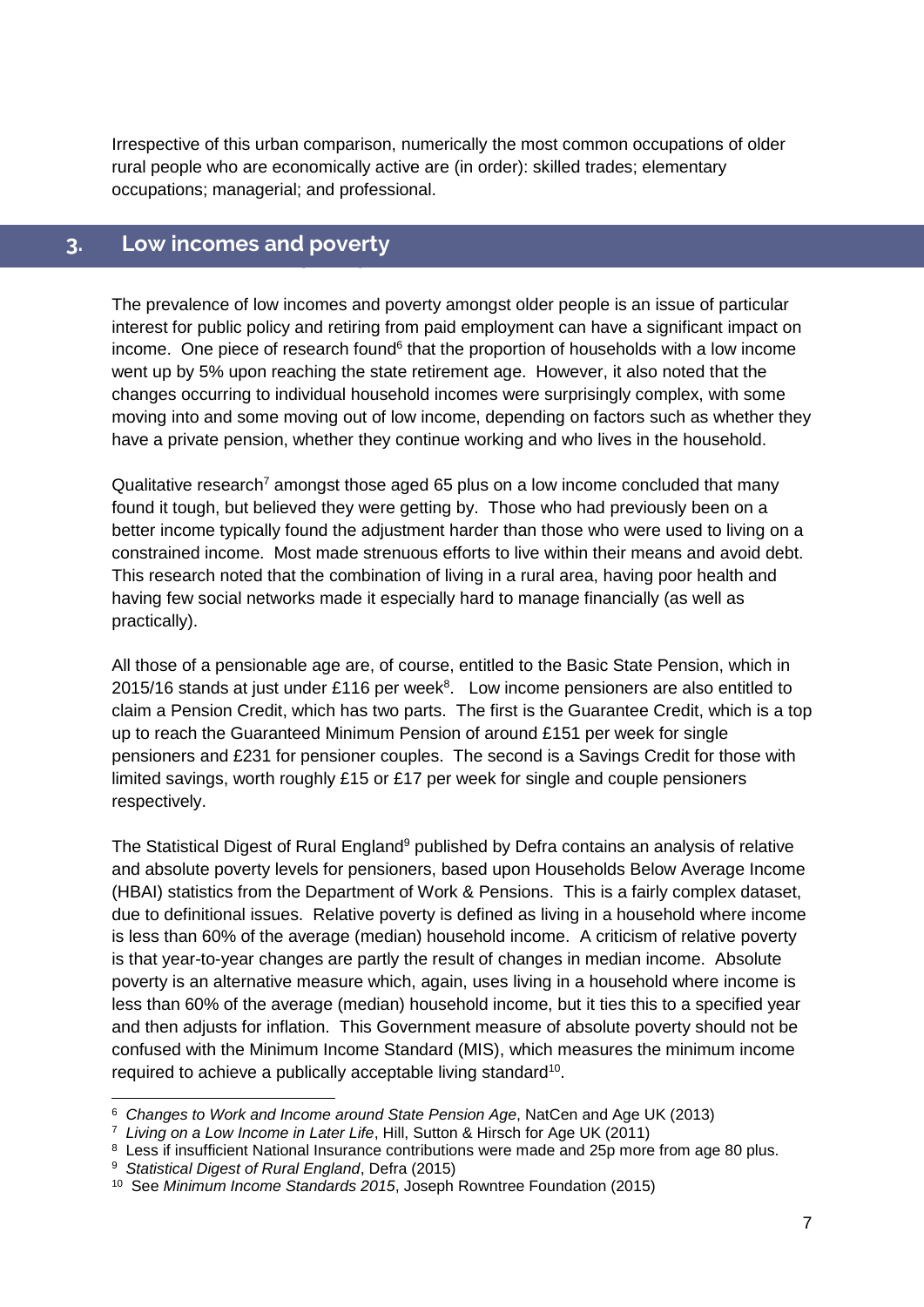Irrespective of this urban comparison, numerically the most common occupations of older rural people who are economically active are (in order): skilled trades; elementary occupations; managerial; and professional.

## 3. Low incomes and poverty

The prevalence of low incomes and poverty amongst older people is an issue of particular interest for public policy and retiring from paid employment can have a significant impact on income. One piece of research found[6] that the proportion of households with a low income went up by 5% upon reaching the state retirement age. However, it also noted that the changes occurring to individual household incomes were surprisingly complex, with some moving into and some moving out of low income, depending on factors such as whether they have a private pension, whether they continue working and who lives in the household.

Qualitative research[7] amongst those aged 65 plus on a low income concluded that many found it tough, but believed they were getting by. Those who had previously been on a better income typically found the adjustment harder than those who were used to living on a constrained income. Most made strenuous efforts to live within their means and avoid debt. This research noted that the combination of living in a rural area, having poor health and having few social networks made it especially hard to manage financially (as well as practically).

All those of a pensionable age are, of course, entitled to the Basic State Pension, which in 2015/16 stands at just under £116 per week[8]. Low income pensioners are also entitled to claim a Pension Credit, which has two parts. The first is the Guarantee Credit, which is a top up to reach the Guaranteed Minimum Pension of around £151 per week for single pensioners and £231 for pensioner couples. The second is a Savings Credit for those with limited savings, worth roughly £15 or £17 per week for single and couple pensioners respectively.

The Statistical Digest of Rural England[9] published by Defra contains an analysis of relative and absolute poverty levels for pensioners, based upon Households Below Average Income (HBAI) statistics from the Department of Work & Pensions. This is a fairly complex dataset, due to definitional issues. Relative poverty is defined as living in a household where income is less than 60% of the average (median) household income. A criticism of relative poverty is that year-to-year changes are partly the result of changes in median income. Absolute poverty is an alternative measure which, again, uses living in a household where income is less than 60% of the average (median) household income, but it ties this to a specified year and then adjusts for inflation. This Government measure of absolute poverty should not be confused with the Minimum Income Standard (MIS), which measures the minimum income required to achieve a publically acceptable living standard[10].

---

[6] *Changes to Work and Income around State Pension Age*, NatCen and Age UK (2013)

[7] *Living on a Low Income in Later Life*, Hill, Sutton & Hirsch for Age UK (2011)

[8] Less if insufficient National Insurance contributions were made and 25p more from age 80 plus.

[9] *Statistical Digest of Rural England*, Defra (2015)

[10] See *Minimum Income Standards 2015*, Joseph Rowntree Foundation (2015)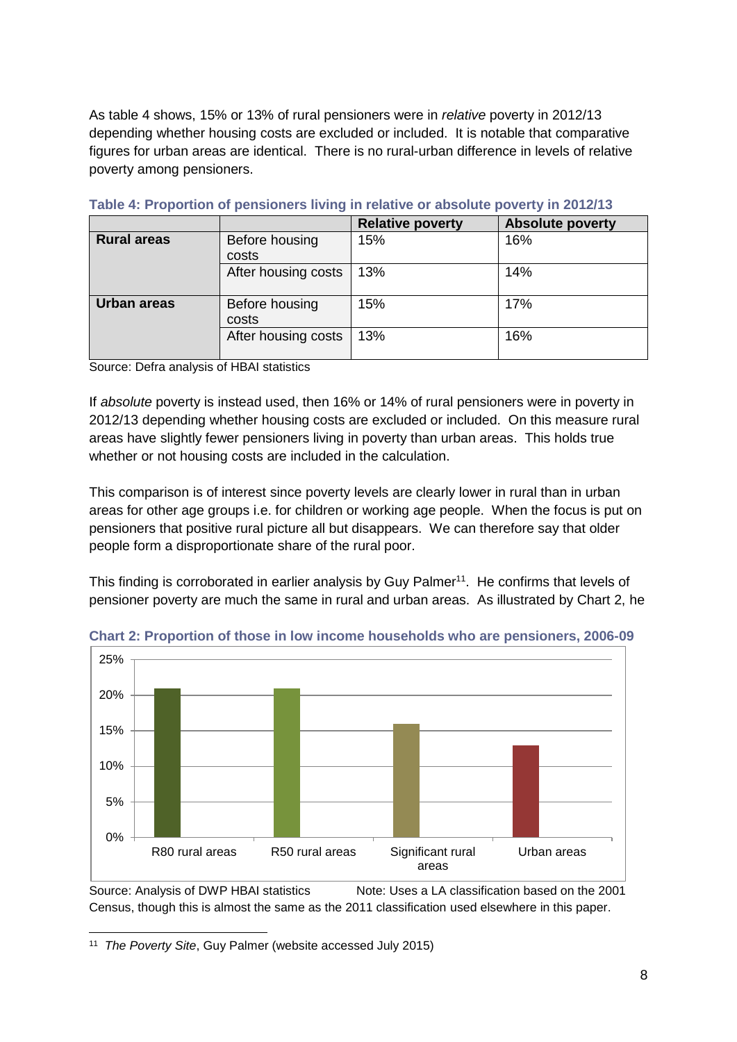As table 4 shows, 15% or 13% of rural pensioners were in *relative* poverty in 2012/13 depending whether housing costs are excluded or included. It is notable that comparative figures for urban areas are identical. There is no rural-urban difference in levels of relative poverty among pensioners.

**Table 4: Proportion of pensioners living in relative or absolute poverty in 2012/13**

| | | Relative poverty | Absolute poverty |
|---|---|---|---|
| **Rural areas** | Before housing costs | 15% | 16% |
| | After housing costs | 13% | 14% |
| **Urban areas** | Before housing costs | 15% | 17% |
| | After housing costs | 13% | 16% |

Source: Defra analysis of HBAI statistics

If *absolute* poverty is instead used, then 16% or 14% of rural pensioners were in poverty in 2012/13 depending whether housing costs are excluded or included. On this measure rural areas have slightly fewer pensioners living in poverty than urban areas. This holds true whether or not housing costs are included in the calculation.

This comparison is of interest since poverty levels are clearly lower in rural than in urban areas for other age groups i.e. for children or working age people. When the focus is put on pensioners that positive rural picture all but disappears. We can therefore say that older people form a disproportionate share of the rural poor.

This finding is corroborated in earlier analysis by Guy Palmer[11]. He confirms that levels of pensioner poverty are much the same in rural and urban areas. As illustrated by Chart 2, he

**Chart 2: Proportion of those in low income households who are pensioners, 2006-09**

Source: Analysis of DWP HBAI statistics Note: Uses a LA classification based on the 2001 Census, though this is almost the same as the 2011 classification used elsewhere in this paper.

[11] *The Poverty Site*, Guy Palmer (website accessed July 2015)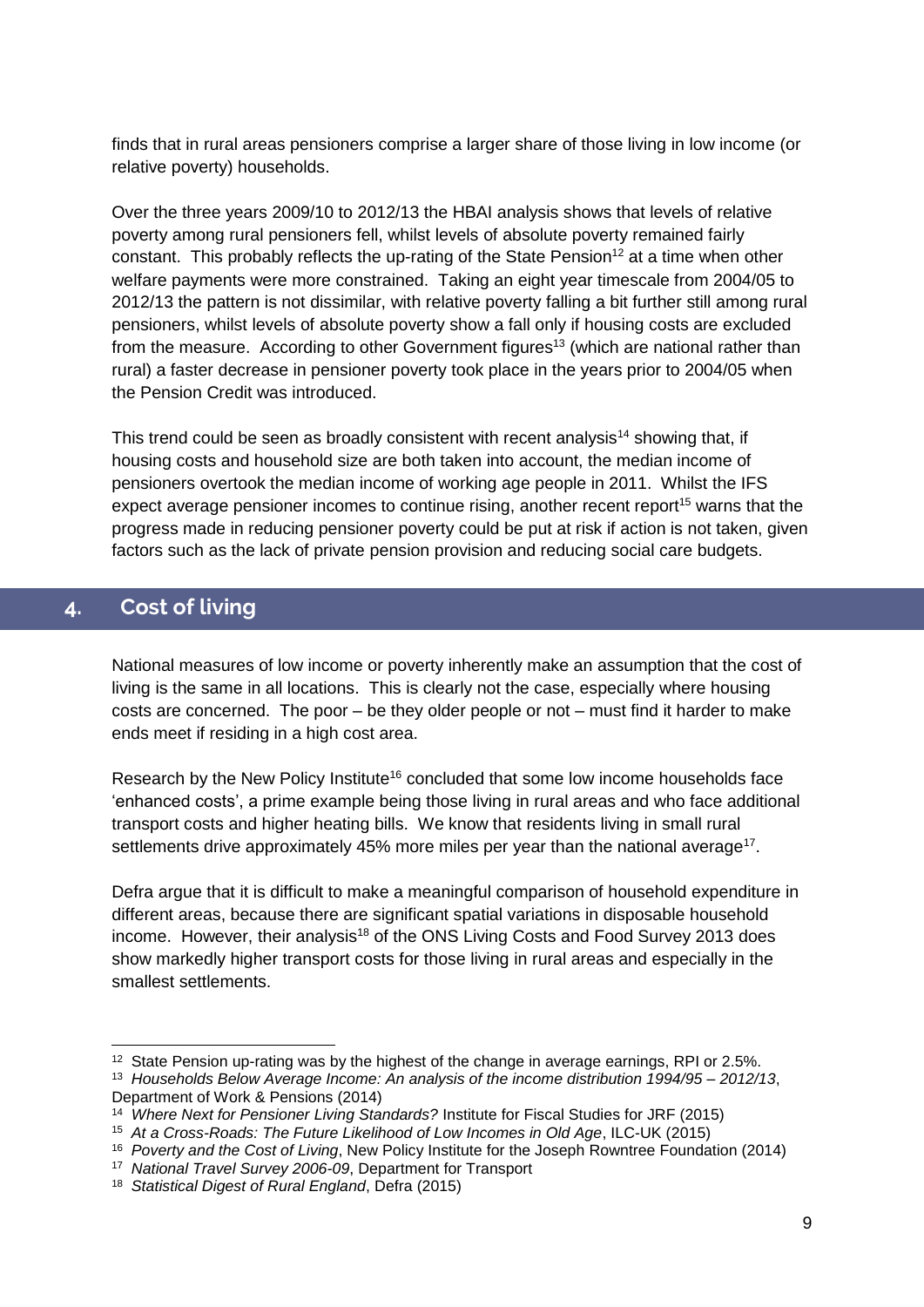finds that in rural areas pensioners comprise a larger share of those living in low income (or relative poverty) households.

Over the three years 2009/10 to 2012/13 the HBAI analysis shows that levels of relative poverty among rural pensioners fell, whilst levels of absolute poverty remained fairly constant. This probably reflects the up-rating of the State Pension[12] at a time when other welfare payments were more constrained. Taking an eight year timescale from 2004/05 to 2012/13 the pattern is not dissimilar, with relative poverty falling a bit further still among rural pensioners, whilst levels of absolute poverty show a fall only if housing costs are excluded from the measure. According to other Government figures[13] (which are national rather than rural) a faster decrease in pensioner poverty took place in the years prior to 2004/05 when the Pension Credit was introduced.

This trend could be seen as broadly consistent with recent analysis[14] showing that, if housing costs and household size are both taken into account, the median income of pensioners overtook the median income of working age people in 2011. Whilst the IFS expect average pensioner incomes to continue rising, another recent report[15] warns that the progress made in reducing pensioner poverty could be put at risk if action is not taken, given factors such as the lack of private pension provision and reducing social care budgets.

## 4. Cost of living

National measures of low income or poverty inherently make an assumption that the cost of living is the same in all locations. This is clearly not the case, especially where housing costs are concerned. The poor – be they older people or not – must find it harder to make ends meet if residing in a high cost area.

Research by the New Policy Institute[16] concluded that some low income households face 'enhanced costs', a prime example being those living in rural areas and who face additional transport costs and higher heating bills. We know that residents living in small rural settlements drive approximately 45% more miles per year than the national average[17].

Defra argue that it is difficult to make a meaningful comparison of household expenditure in different areas, because there are significant spatial variations in disposable household income. However, their analysis[18] of the ONS Living Costs and Food Survey 2013 does show markedly higher transport costs for those living in rural areas and especially in the smallest settlements.

---

[12] State Pension up-rating was by the highest of the change in average earnings, RPI or 2.5%.

[13] *Households Below Average Income: An analysis of the income distribution 1994/95 – 2012/13*, Department of Work & Pensions (2014)

[14] *Where Next for Pensioner Living Standards?* Institute for Fiscal Studies for JRF (2015)

[15] *At a Cross-Roads: The Future Likelihood of Low Incomes in Old Age*, ILC-UK (2015)

[16] *Poverty and the Cost of Living*, New Policy Institute for the Joseph Rowntree Foundation (2014)

[17] *National Travel Survey 2006-09*, Department for Transport

[18] *Statistical Digest of Rural England*, Defra (2015)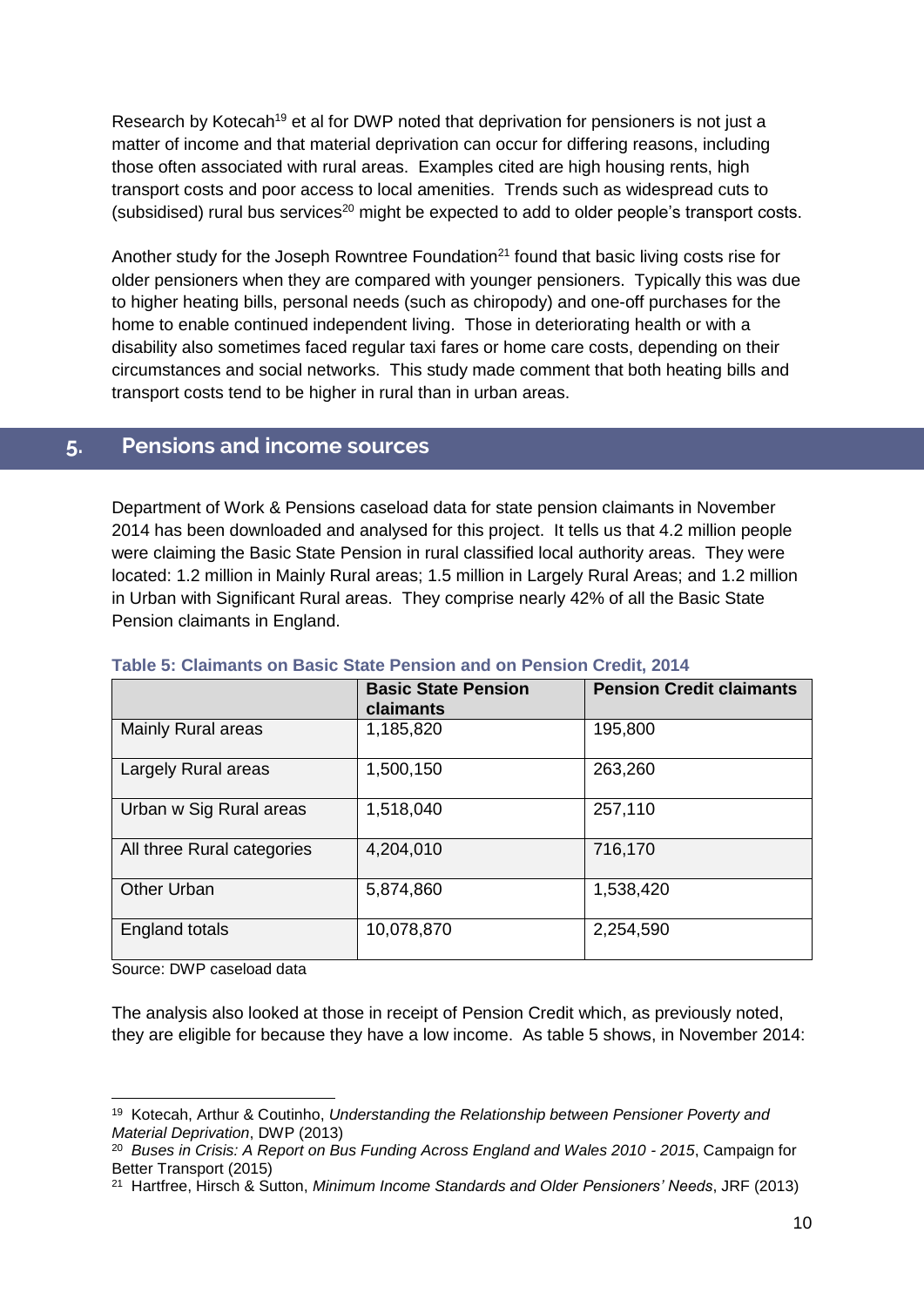Research by Kotecah[19] et al for DWP noted that deprivation for pensioners is not just a matter of income and that material deprivation can occur for differing reasons, including those often associated with rural areas. Examples cited are high housing rents, high transport costs and poor access to local amenities. Trends such as widespread cuts to (subsidised) rural bus services[20] might be expected to add to older people's transport costs.

Another study for the Joseph Rowntree Foundation[21] found that basic living costs rise for older pensioners when they are compared with younger pensioners. Typically this was due to higher heating bills, personal needs (such as chiropody) and one-off purchases for the home to enable continued independent living. Those in deteriorating health or with a disability also sometimes faced regular taxi fares or home care costs, depending on their circumstances and social networks. This study made comment that both heating bills and transport costs tend to be higher in rural than in urban areas.

## 5. Pensions and income sources

Department of Work & Pensions caseload data for state pension claimants in November 2014 has been downloaded and analysed for this project. It tells us that 4.2 million people were claiming the Basic State Pension in rural classified local authority areas. They were located: 1.2 million in Mainly Rural areas; 1.5 million in Largely Rural Areas; and 1.2 million in Urban with Significant Rural areas. They comprise nearly 42% of all the Basic State Pension claimants in England.

**Table 5: Claimants on Basic State Pension and on Pension Credit, 2014**

| | Basic State Pension claimants | Pension Credit claimants |
|---|---|---|
| Mainly Rural areas | 1,185,820 | 195,800 |
| Largely Rural areas | 1,500,150 | 263,260 |
| Urban w Sig Rural areas | 1,518,040 | 257,110 |
| All three Rural categories | 4,204,010 | 716,170 |
| Other Urban | 5,874,860 | 1,538,420 |
| England totals | 10,078,870 | 2,254,590 |

Source: DWP caseload data

The analysis also looked at those in receipt of Pension Credit which, as previously noted, they are eligible for because they have a low income. As table 5 shows, in November 2014:

---

[19] Kotecah, Arthur & Coutinho, *Understanding the Relationship between Pensioner Poverty and Material Deprivation*, DWP (2013)

[20] *Buses in Crisis: A Report on Bus Funding Across England and Wales 2010 - 2015*, Campaign for Better Transport (2015)

[21] Hartfree, Hirsch & Sutton, *Minimum Income Standards and Older Pensioners' Needs*, JRF (2013)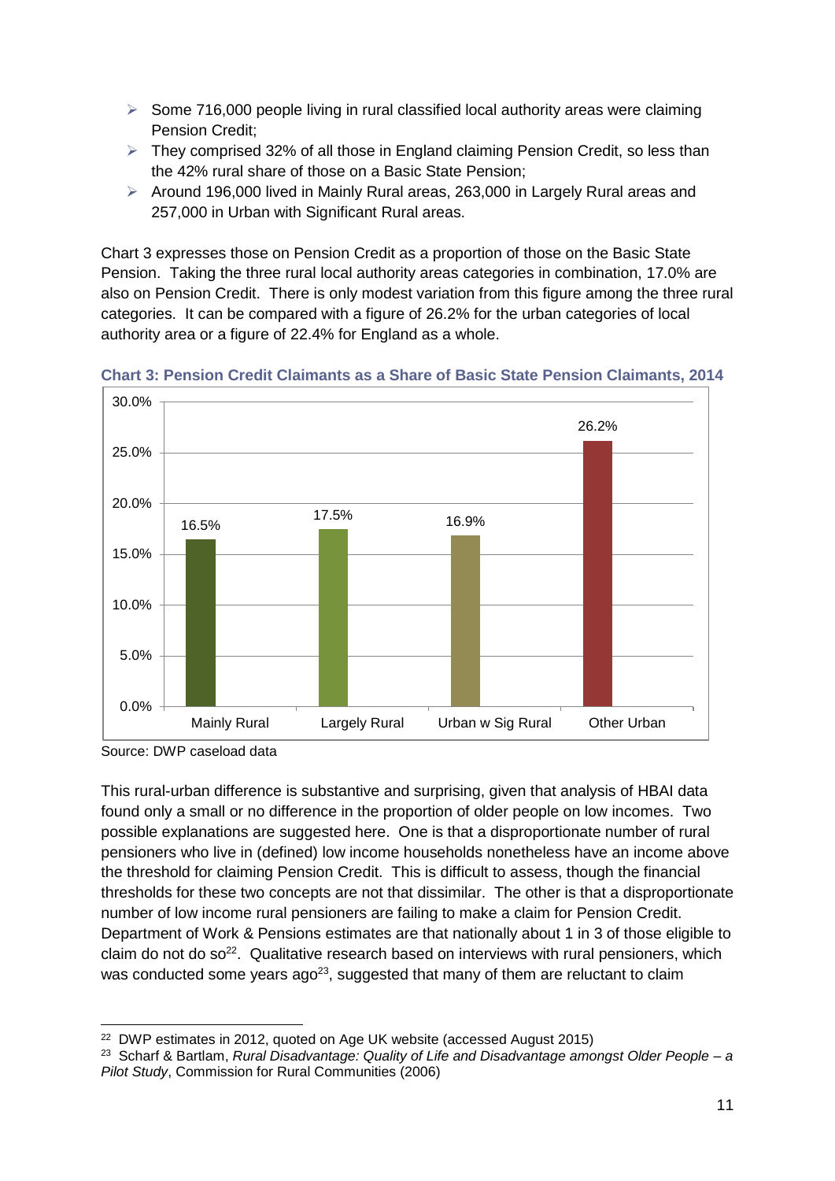- Some 716,000 people living in rural classified local authority areas were claiming Pension Credit;
- They comprised 32% of all those in England claiming Pension Credit, so less than the 42% rural share of those on a Basic State Pension;
- Around 196,000 lived in Mainly Rural areas, 263,000 in Largely Rural areas and 257,000 in Urban with Significant Rural areas.

Chart 3 expresses those on Pension Credit as a proportion of those on the Basic State Pension. Taking the three rural local authority areas categories in combination, 17.0% are also on Pension Credit. There is only modest variation from this figure among the three rural categories. It can be compared with a figure of 26.2% for the urban categories of local authority area or a figure of 22.4% for England as a whole.

**Chart 3: Pension Credit Claimants as a Share of Basic State Pension Claimants, 2014**

| Category | Share |
|---|---|
| Mainly Rural | 16.5% |
| Largely Rural | 17.5% |
| Urban w Sig Rural | 16.9% |
| Other Urban | 26.2% |

Source: DWP caseload data

This rural-urban difference is substantive and surprising, given that analysis of HBAI data found only a small or no difference in the proportion of older people on low incomes. Two possible explanations are suggested here. One is that a disproportionate number of rural pensioners who live in (defined) low income households nonetheless have an income above the threshold for claiming Pension Credit. This is difficult to assess, though the financial thresholds for these two concepts are not that dissimilar. The other is that a disproportionate number of low income rural pensioners are failing to make a claim for Pension Credit. Department of Work & Pensions estimates are that nationally about 1 in 3 of those eligible to claim do not do so[22]. Qualitative research based on interviews with rural pensioners, which was conducted some years ago[23], suggested that many of them are reluctant to claim

[22] DWP estimates in 2012, quoted on Age UK website (accessed August 2015)

[23] Scharf & Bartlam, *Rural Disadvantage: Quality of Life and Disadvantage amongst Older People – a Pilot Study*, Commission for Rural Communities (2006)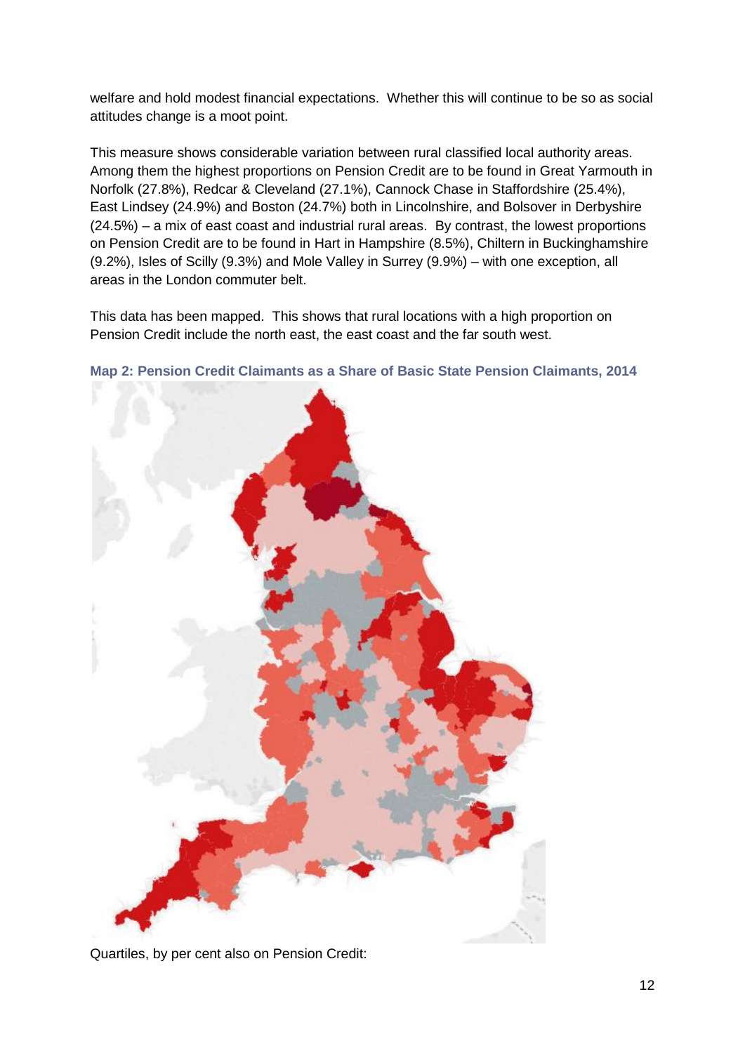welfare and hold modest financial expectations. Whether this will continue to be so as social attitudes change is a moot point.

This measure shows considerable variation between rural classified local authority areas. Among them the highest proportions on Pension Credit are to be found in Great Yarmouth in Norfolk (27.8%), Redcar & Cleveland (27.1%), Cannock Chase in Staffordshire (25.4%), East Lindsey (24.9%) and Boston (24.7%) both in Lincolnshire, and Bolsover in Derbyshire (24.5%) – a mix of east coast and industrial rural areas. By contrast, the lowest proportions on Pension Credit are to be found in Hart in Hampshire (8.5%), Chiltern in Buckinghamshire (9.2%), Isles of Scilly (9.3%) and Mole Valley in Surrey (9.9%) – with one exception, all areas in the London commuter belt.

This data has been mapped. This shows that rural locations with a high proportion on Pension Credit include the north east, the east coast and the far south west.

**Map 2: Pension Credit Claimants as a Share of Basic State Pension Claimants, 2014**

Quartiles, by per cent also on Pension Credit: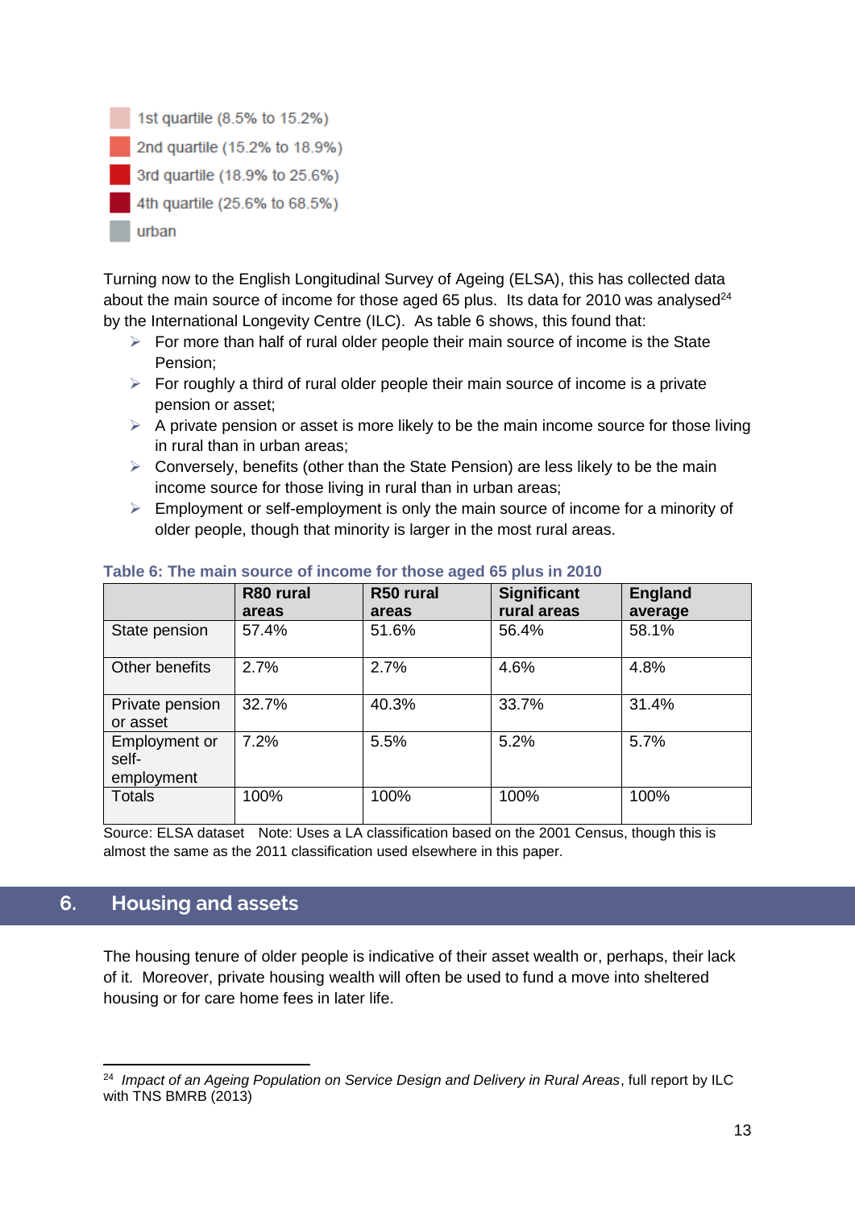- 1st quartile (8.5% to 15.2%)
- 2nd quartile (15.2% to 18.9%)
- 3rd quartile (18.9% to 25.6%)
- 4th quartile (25.6% to 68.5%)
- urban

Turning now to the English Longitudinal Survey of Ageing (ELSA), this has collected data about the main source of income for those aged 65 plus. Its data for 2010 was analysed[24] by the International Longevity Centre (ILC). As table 6 shows, this found that:

- For more than half of rural older people their main source of income is the State Pension;
- For roughly a third of rural older people their main source of income is a private pension or asset;
- A private pension or asset is more likely to be the main income source for those living in rural than in urban areas;
- Conversely, benefits (other than the State Pension) are less likely to be the main income source for those living in rural than in urban areas;
- Employment or self-employment is only the main source of income for a minority of older people, though that minority is larger in the most rural areas.

**Table 6: The main source of income for those aged 65 plus in 2010**

| | R80 rural areas | R50 rural areas | Significant rural areas | England average |
|---|---|---|---|---|
| State pension | 57.4% | 51.6% | 56.4% | 58.1% |
| Other benefits | 2.7% | 2.7% | 4.6% | 4.8% |
| Private pension or asset | 32.7% | 40.3% | 33.7% | 31.4% |
| Employment or self-employment | 7.2% | 5.5% | 5.2% | 5.7% |
| Totals | 100% | 100% | 100% | 100% |

Source: ELSA dataset Note: Uses a LA classification based on the 2001 Census, though this is almost the same as the 2011 classification used elsewhere in this paper.

## 6. Housing and assets

The housing tenure of older people is indicative of their asset wealth or, perhaps, their lack of it. Moreover, private housing wealth will often be used to fund a move into sheltered housing or for care home fees in later life.

[24] *Impact of an Ageing Population on Service Design and Delivery in Rural Areas*, full report by ILC with TNS BMRB (2013)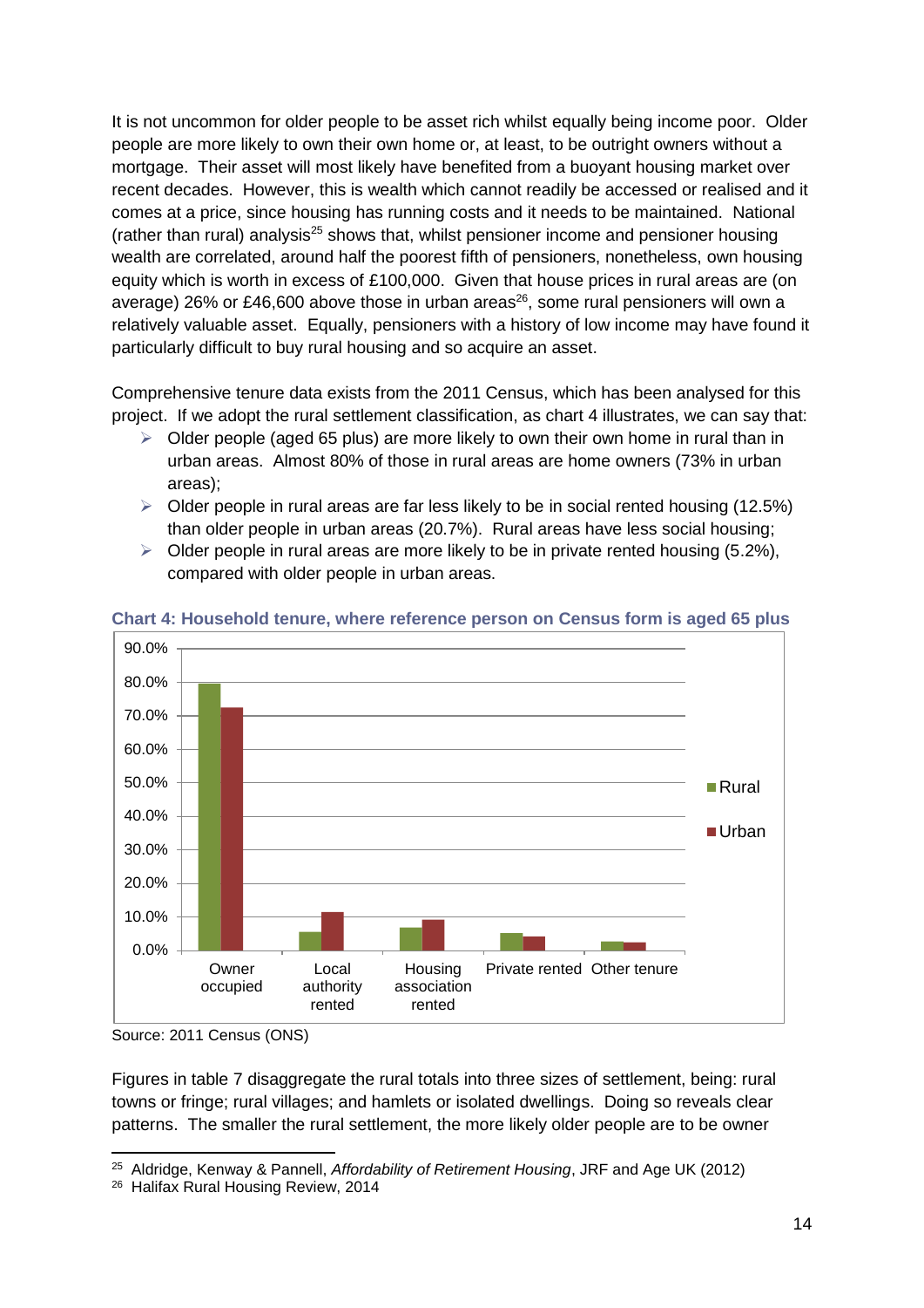It is not uncommon for older people to be asset rich whilst equally being income poor. Older people are more likely to own their own home or, at least, to be outright owners without a mortgage. Their asset will most likely have benefited from a buoyant housing market over recent decades. However, this is wealth which cannot readily be accessed or realised and it comes at a price, since housing has running costs and it needs to be maintained. National (rather than rural) analysis[25] shows that, whilst pensioner income and pensioner housing wealth are correlated, around half the poorest fifth of pensioners, nonetheless, own housing equity which is worth in excess of £100,000. Given that house prices in rural areas are (on average) 26% or £46,600 above those in urban areas[26], some rural pensioners will own a relatively valuable asset. Equally, pensioners with a history of low income may have found it particularly difficult to buy rural housing and so acquire an asset.

Comprehensive tenure data exists from the 2011 Census, which has been analysed for this project. If we adopt the rural settlement classification, as chart 4 illustrates, we can say that:

- Older people (aged 65 plus) are more likely to own their own home in rural than in urban areas. Almost 80% of those in rural areas are home owners (73% in urban areas);
- Older people in rural areas are far less likely to be in social rented housing (12.5%) than older people in urban areas (20.7%). Rural areas have less social housing;
- Older people in rural areas are more likely to be in private rented housing (5.2%), compared with older people in urban areas.

**Chart 4: Household tenure, where reference person on Census form is aged 65 plus**

Source: 2011 Census (ONS)

Figures in table 7 disaggregate the rural totals into three sizes of settlement, being: rural towns or fringe; rural villages; and hamlets or isolated dwellings. Doing so reveals clear patterns. The smaller the rural settlement, the more likely older people are to be owner

---

[25] Aldridge, Kenway & Pannell, *Affordability of Retirement Housing*, JRF and Age UK (2012)

[26] Halifax Rural Housing Review, 2014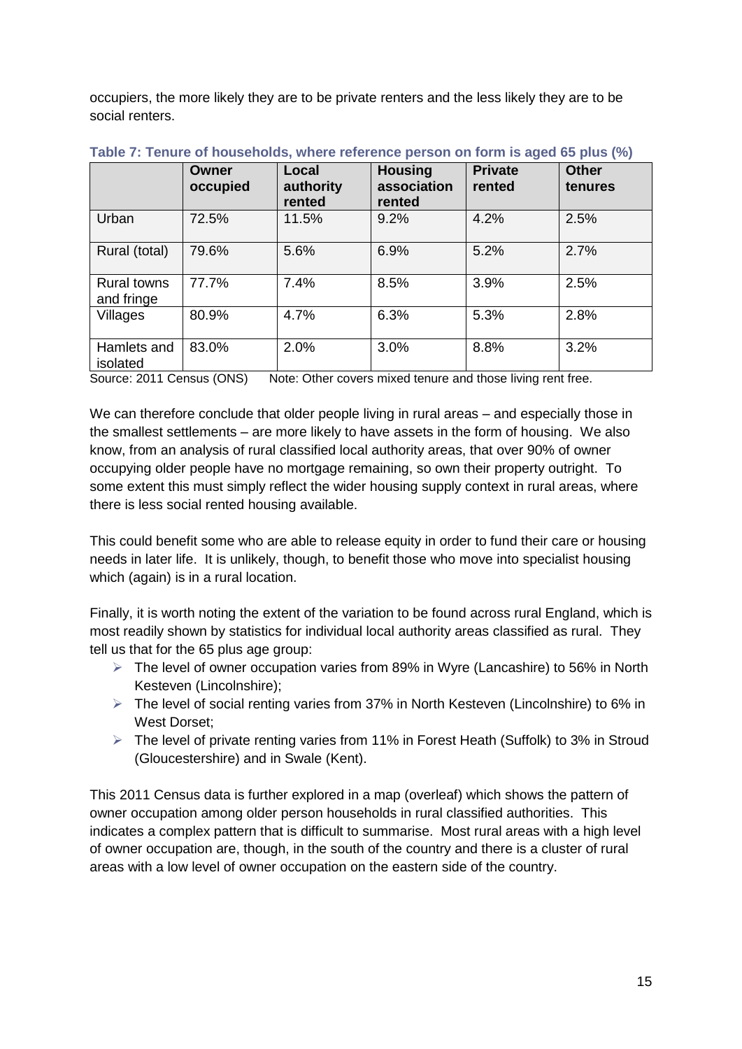occupiers, the more likely they are to be private renters and the less likely they are to be social renters.

**Table 7: Tenure of households, where reference person on form is aged 65 plus (%)**

| | Owner occupied | Local authority rented | Housing association rented | Private rented | Other tenures |
|---|---|---|---|---|---|
| Urban | 72.5% | 11.5% | 9.2% | 4.2% | 2.5% |
| Rural (total) | 79.6% | 5.6% | 6.9% | 5.2% | 2.7% |
| Rural towns and fringe | 77.7% | 7.4% | 8.5% | 3.9% | 2.5% |
| Villages | 80.9% | 4.7% | 6.3% | 5.3% | 2.8% |
| Hamlets and isolated | 83.0% | 2.0% | 3.0% | 8.8% | 3.2% |

Source: 2011 Census (ONS) Note: Other covers mixed tenure and those living rent free.

We can therefore conclude that older people living in rural areas – and especially those in the smallest settlements – are more likely to have assets in the form of housing. We also know, from an analysis of rural classified local authority areas, that over 90% of owner occupying older people have no mortgage remaining, so own their property outright. To some extent this must simply reflect the wider housing supply context in rural areas, where there is less social rented housing available.

This could benefit some who are able to release equity in order to fund their care or housing needs in later life. It is unlikely, though, to benefit those who move into specialist housing which (again) is in a rural location.

Finally, it is worth noting the extent of the variation to be found across rural England, which is most readily shown by statistics for individual local authority areas classified as rural. They tell us that for the 65 plus age group:

- The level of owner occupation varies from 89% in Wyre (Lancashire) to 56% in North Kesteven (Lincolnshire);
- The level of social renting varies from 37% in North Kesteven (Lincolnshire) to 6% in West Dorset;
- The level of private renting varies from 11% in Forest Heath (Suffolk) to 3% in Stroud (Gloucestershire) and in Swale (Kent).

This 2011 Census data is further explored in a map (overleaf) which shows the pattern of owner occupation among older person households in rural classified authorities. This indicates a complex pattern that is difficult to summarise. Most rural areas with a high level of owner occupation are, though, in the south of the country and there is a cluster of rural areas with a low level of owner occupation on the eastern side of the country.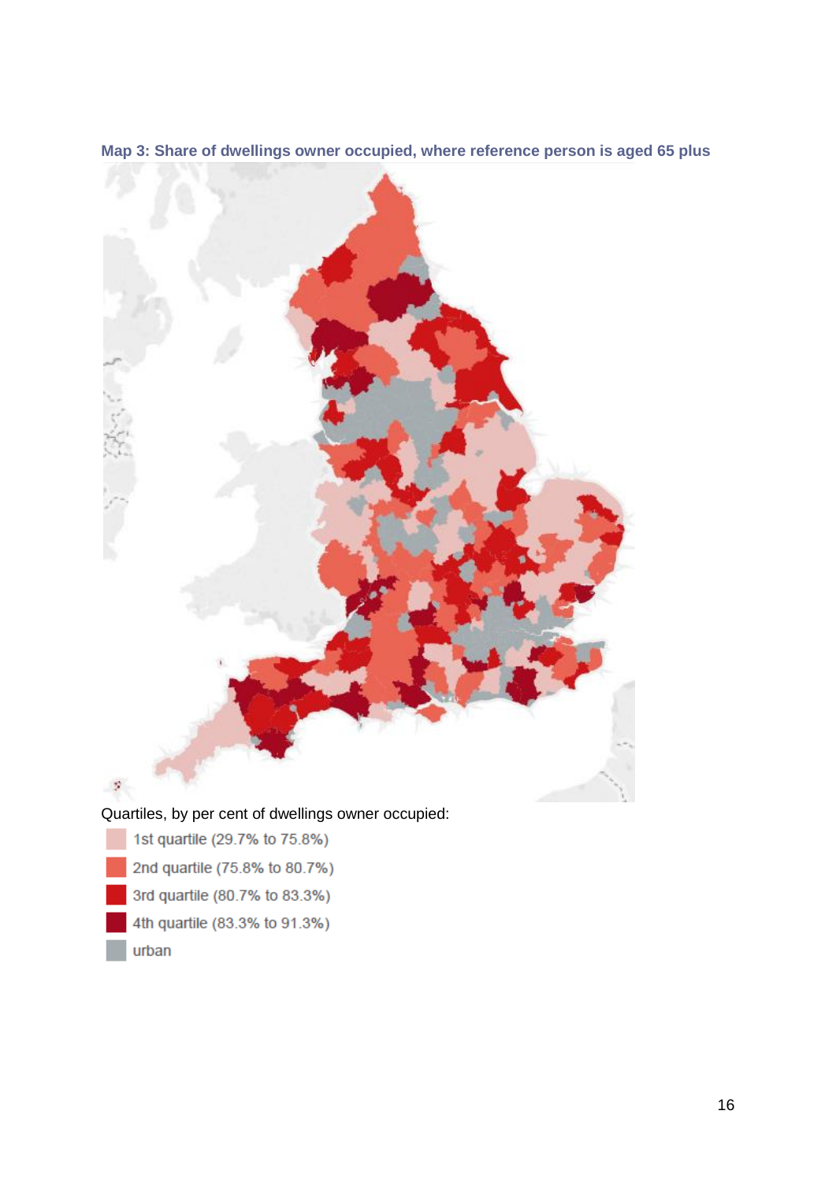**Map 3: Share of dwellings owner occupied, where reference person is aged 65 plus**

Quartiles, by per cent of dwellings owner occupied:

- 1st quartile (29.7% to 75.8%)
- 2nd quartile (75.8% to 80.7%)
- 3rd quartile (80.7% to 83.3%)
- 4th quartile (83.3% to 91.3%)
- urban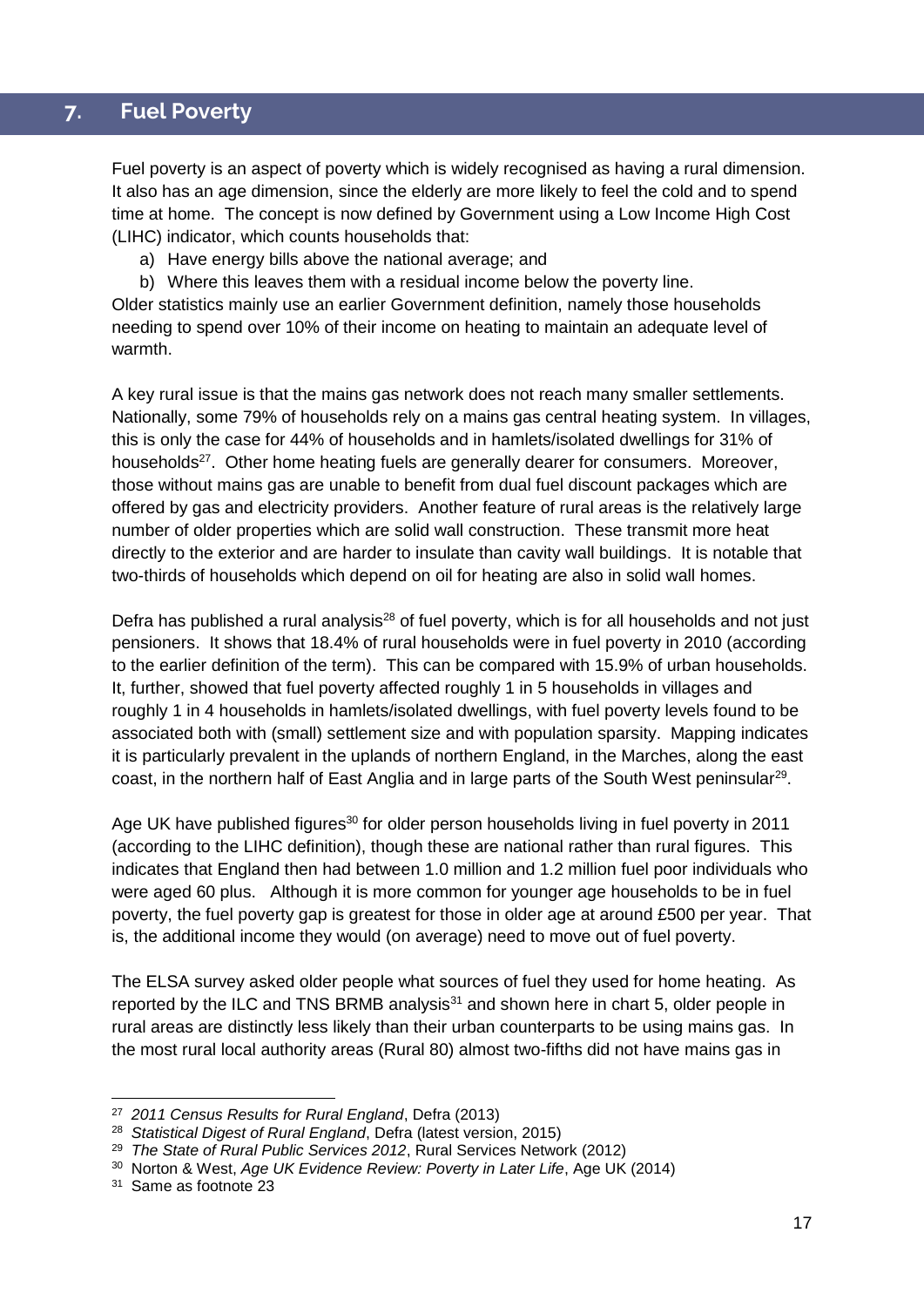## 7. Fuel Poverty

Fuel poverty is an aspect of poverty which is widely recognised as having a rural dimension. It also has an age dimension, since the elderly are more likely to feel the cold and to spend time at home. The concept is now defined by Government using a Low Income High Cost (LIHC) indicator, which counts households that:

a) Have energy bills above the national average; and
b) Where this leaves them with a residual income below the poverty line.

Older statistics mainly use an earlier Government definition, namely those households needing to spend over 10% of their income on heating to maintain an adequate level of warmth.

A key rural issue is that the mains gas network does not reach many smaller settlements. Nationally, some 79% of households rely on a mains gas central heating system. In villages, this is only the case for 44% of households and in hamlets/isolated dwellings for 31% of households[27]. Other home heating fuels are generally dearer for consumers. Moreover, those without mains gas are unable to benefit from dual fuel discount packages which are offered by gas and electricity providers. Another feature of rural areas is the relatively large number of older properties which are solid wall construction. These transmit more heat directly to the exterior and are harder to insulate than cavity wall buildings. It is notable that two-thirds of households which depend on oil for heating are also in solid wall homes.

Defra has published a rural analysis[28] of fuel poverty, which is for all households and not just pensioners. It shows that 18.4% of rural households were in fuel poverty in 2010 (according to the earlier definition of the term). This can be compared with 15.9% of urban households. It, further, showed that fuel poverty affected roughly 1 in 5 households in villages and roughly 1 in 4 households in hamlets/isolated dwellings, with fuel poverty levels found to be associated both with (small) settlement size and with population sparsity. Mapping indicates it is particularly prevalent in the uplands of northern England, in the Marches, along the east coast, in the northern half of East Anglia and in large parts of the South West peninsular[29].

Age UK have published figures[30] for older person households living in fuel poverty in 2011 (according to the LIHC definition), though these are national rather than rural figures. This indicates that England then had between 1.0 million and 1.2 million fuel poor individuals who were aged 60 plus. Although it is more common for younger age households to be in fuel poverty, the fuel poverty gap is greatest for those in older age at around £500 per year. That is, the additional income they would (on average) need to move out of fuel poverty.

The ELSA survey asked older people what sources of fuel they used for home heating. As reported by the ILC and TNS BRMB analysis[31] and shown here in chart 5, older people in rural areas are distinctly less likely than their urban counterparts to be using mains gas. In the most rural local authority areas (Rural 80) almost two-fifths did not have mains gas in

---

[27] *2011 Census Results for Rural England*, Defra (2013)

[28] *Statistical Digest of Rural England*, Defra (latest version, 2015)

[29] *The State of Rural Public Services 2012*, Rural Services Network (2012)

[30] Norton & West, *Age UK Evidence Review: Poverty in Later Life*, Age UK (2014)

[31] Same as footnote 23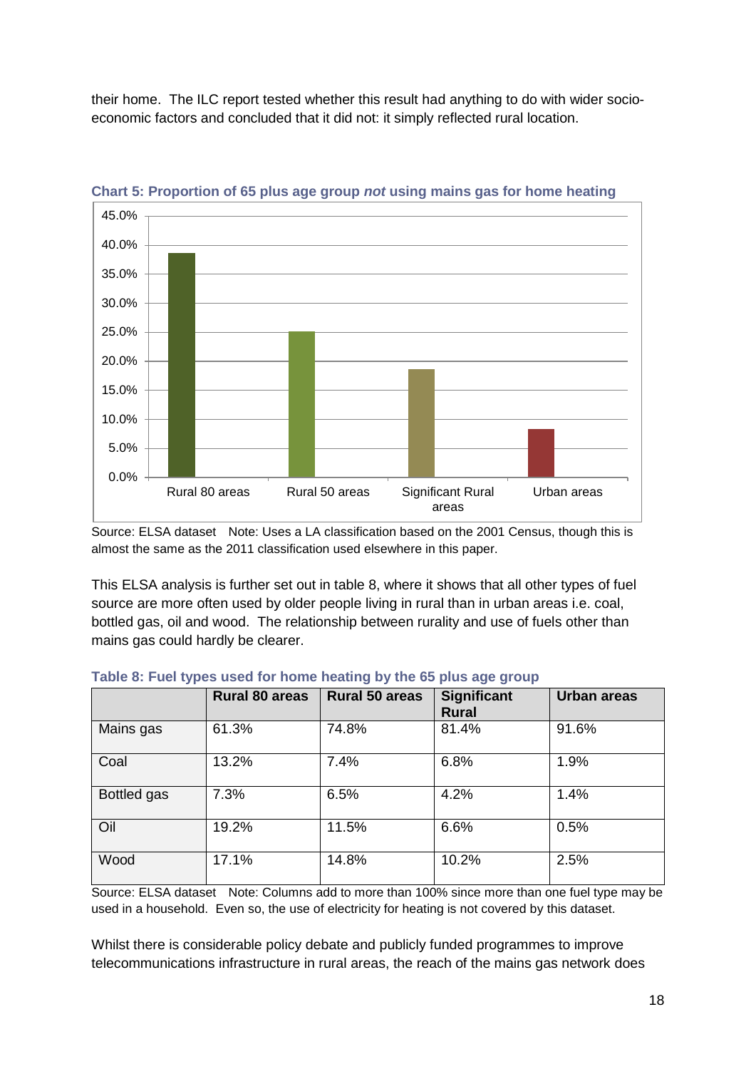their home. The ILC report tested whether this result had anything to do with wider socio-economic factors and concluded that it did not: it simply reflected rural location.

**Chart 5: Proportion of 65 plus age group *not* using mains gas for home heating**

Source: ELSA dataset Note: Uses a LA classification based on the 2001 Census, though this is almost the same as the 2011 classification used elsewhere in this paper.

This ELSA analysis is further set out in table 8, where it shows that all other types of fuel source are more often used by older people living in rural than in urban areas i.e. coal, bottled gas, oil and wood. The relationship between rurality and use of fuels other than mains gas could hardly be clearer.

**Table 8: Fuel types used for home heating by the 65 plus age group**

| | Rural 80 areas | Rural 50 areas | Significant Rural | Urban areas |
|---|---|---|---|---|
| Mains gas | 61.3% | 74.8% | 81.4% | 91.6% |
| Coal | 13.2% | 7.4% | 6.8% | 1.9% |
| Bottled gas | 7.3% | 6.5% | 4.2% | 1.4% |
| Oil | 19.2% | 11.5% | 6.6% | 0.5% |
| Wood | 17.1% | 14.8% | 10.2% | 2.5% |

Source: ELSA dataset Note: Columns add to more than 100% since more than one fuel type may be used in a household. Even so, the use of electricity for heating is not covered by this dataset.

Whilst there is considerable policy debate and publicly funded programmes to improve telecommunications infrastructure in rural areas, the reach of the mains gas network does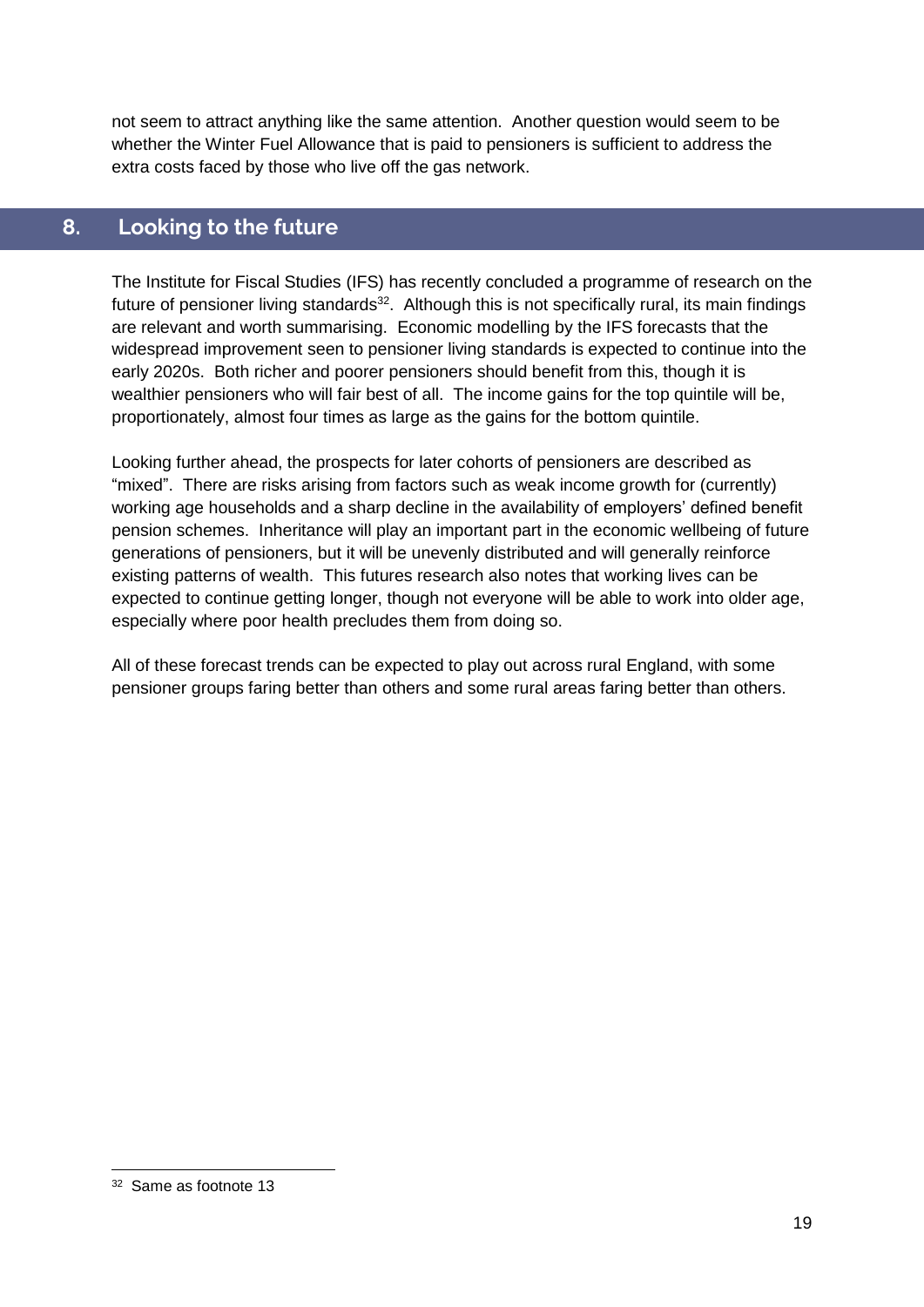not seem to attract anything like the same attention. Another question would seem to be whether the Winter Fuel Allowance that is paid to pensioners is sufficient to address the extra costs faced by those who live off the gas network.

## 8. Looking to the future

The Institute for Fiscal Studies (IFS) has recently concluded a programme of research on the future of pensioner living standards[32]. Although this is not specifically rural, its main findings are relevant and worth summarising. Economic modelling by the IFS forecasts that the widespread improvement seen to pensioner living standards is expected to continue into the early 2020s. Both richer and poorer pensioners should benefit from this, though it is wealthier pensioners who will fair best of all. The income gains for the top quintile will be, proportionately, almost four times as large as the gains for the bottom quintile.

Looking further ahead, the prospects for later cohorts of pensioners are described as "mixed". There are risks arising from factors such as weak income growth for (currently) working age households and a sharp decline in the availability of employers' defined benefit pension schemes. Inheritance will play an important part in the economic wellbeing of future generations of pensioners, but it will be unevenly distributed and will generally reinforce existing patterns of wealth. This futures research also notes that working lives can be expected to continue getting longer, though not everyone will be able to work into older age, especially where poor health precludes them from doing so.

All of these forecast trends can be expected to play out across rural England, with some pensioner groups faring better than others and some rural areas faring better than others.

---

[32] Same as footnote 13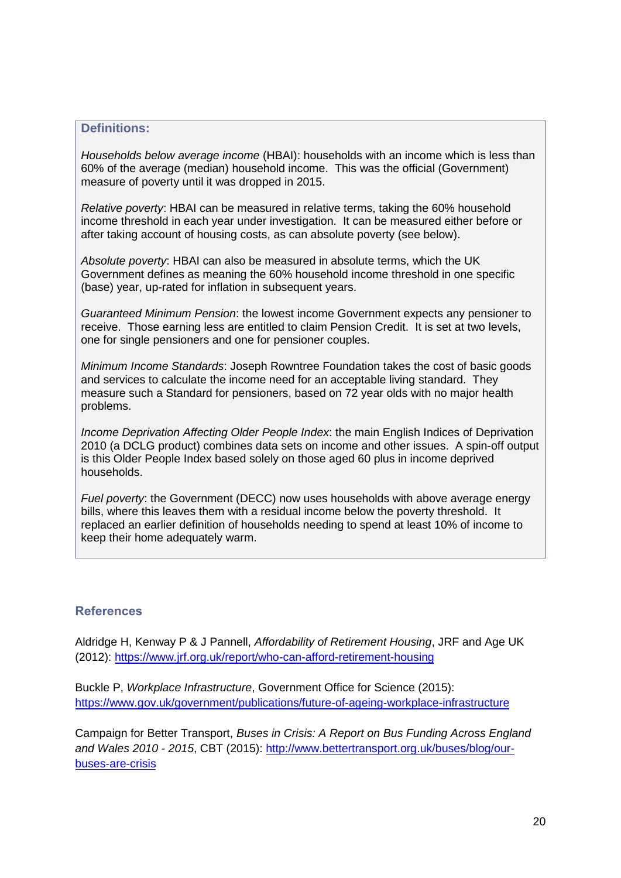### Definitions:

*Households below average income* (HBAI): households with an income which is less than 60% of the average (median) household income. This was the official (Government) measure of poverty until it was dropped in 2015.

*Relative poverty*: HBAI can be measured in relative terms, taking the 60% household income threshold in each year under investigation. It can be measured either before or after taking account of housing costs, as can absolute poverty (see below).

*Absolute poverty*: HBAI can also be measured in absolute terms, which the UK Government defines as meaning the 60% household income threshold in one specific (base) year, up-rated for inflation in subsequent years.

*Guaranteed Minimum Pension*: the lowest income Government expects any pensioner to receive. Those earning less are entitled to claim Pension Credit. It is set at two levels, one for single pensioners and one for pensioner couples.

*Minimum Income Standards*: Joseph Rowntree Foundation takes the cost of basic goods and services to calculate the income need for an acceptable living standard. They measure such a Standard for pensioners, based on 72 year olds with no major health problems.

*Income Deprivation Affecting Older People Index*: the main English Indices of Deprivation 2010 (a DCLG product) combines data sets on income and other issues. A spin-off output is this Older People Index based solely on those aged 60 plus in income deprived households.

*Fuel poverty*: the Government (DECC) now uses households with above average energy bills, where this leaves them with a residual income below the poverty threshold. It replaced an earlier definition of households needing to spend at least 10% of income to keep their home adequately warm.

## References

Aldridge H, Kenway P & J Pannell, *Affordability of Retirement Housing*, JRF and Age UK (2012): https://www.jrf.org.uk/report/who-can-afford-retirement-housing

Buckle P, *Workplace Infrastructure*, Government Office for Science (2015): https://www.gov.uk/government/publications/future-of-ageing-workplace-infrastructure

Campaign for Better Transport, *Buses in Crisis: A Report on Bus Funding Across England and Wales 2010 - 2015*, CBT (2015): http://www.bettertransport.org.uk/buses/blog/our-buses-are-crisis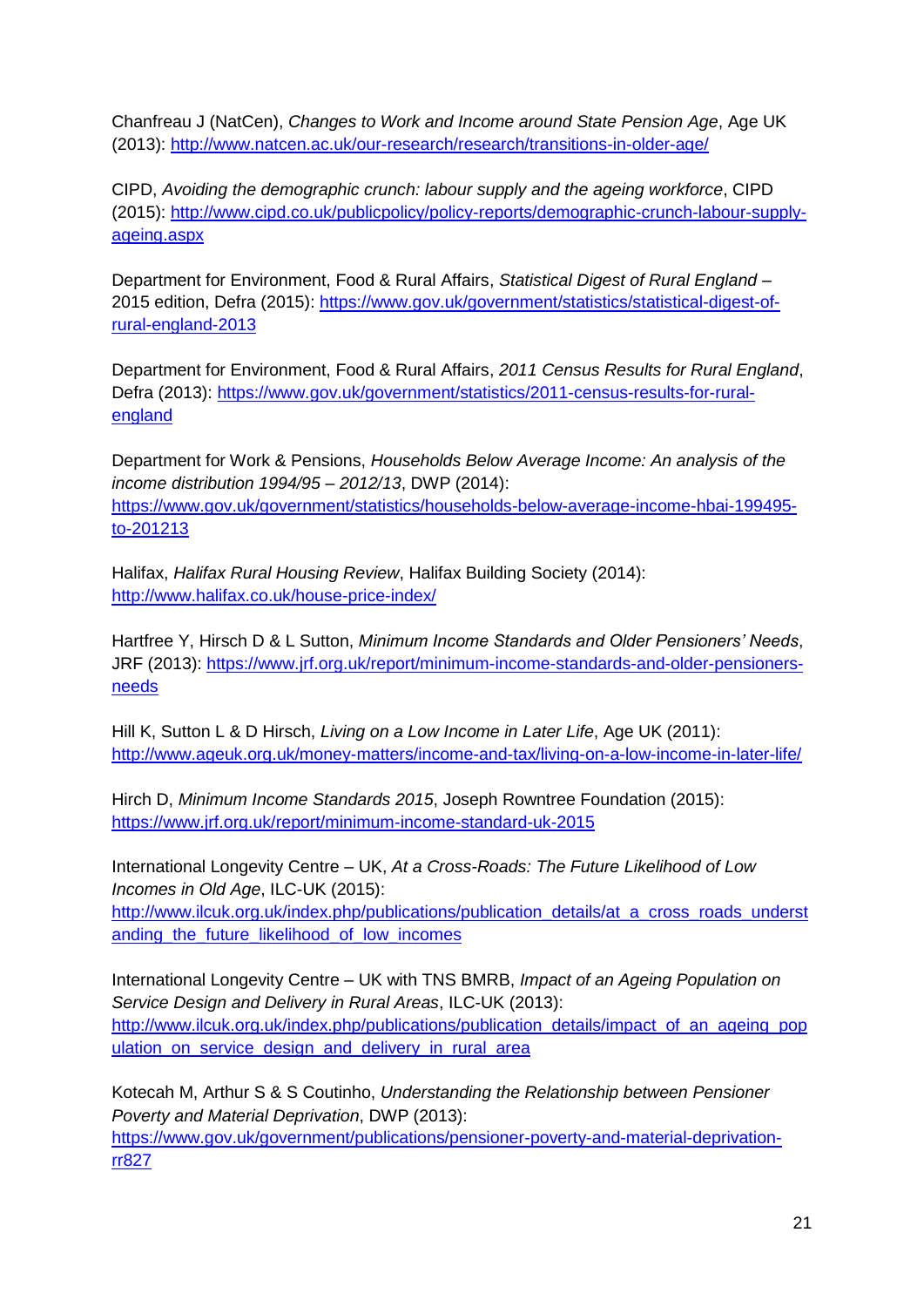Chanfreau J (NatCen), *Changes to Work and Income around State Pension Age*, Age UK (2013): http://www.natcen.ac.uk/our-research/research/transitions-in-older-age/

CIPD, *Avoiding the demographic crunch: labour supply and the ageing workforce*, CIPD (2015): http://www.cipd.co.uk/publicpolicy/policy-reports/demographic-crunch-labour-supply-ageing.aspx

Department for Environment, Food & Rural Affairs, *Statistical Digest of Rural England* – 2015 edition, Defra (2015): https://www.gov.uk/government/statistics/statistical-digest-of-rural-england-2013

Department for Environment, Food & Rural Affairs, *2011 Census Results for Rural England*, Defra (2013): https://www.gov.uk/government/statistics/2011-census-results-for-rural-england

Department for Work & Pensions, *Households Below Average Income: An analysis of the income distribution 1994/95 – 2012/13*, DWP (2014): https://www.gov.uk/government/statistics/households-below-average-income-hbai-199495-to-201213

Halifax, *Halifax Rural Housing Review*, Halifax Building Society (2014): http://www.halifax.co.uk/house-price-index/

Hartfree Y, Hirsch D & L Sutton, *Minimum Income Standards and Older Pensioners' Needs*, JRF (2013): https://www.jrf.org.uk/report/minimum-income-standards-and-older-pensioners-needs

Hill K, Sutton L & D Hirsch, *Living on a Low Income in Later Life*, Age UK (2011): http://www.ageuk.org.uk/money-matters/income-and-tax/living-on-a-low-income-in-later-life/

Hirch D, *Minimum Income Standards 2015*, Joseph Rowntree Foundation (2015): https://www.jrf.org.uk/report/minimum-income-standard-uk-2015

International Longevity Centre – UK, *At a Cross-Roads: The Future Likelihood of Low Incomes in Old Age*, ILC-UK (2015): http://www.ilcuk.org.uk/index.php/publications/publication_details/at_a_cross_roads_understanding_the_future_likelihood_of_low_incomes

International Longevity Centre – UK with TNS BMRB, *Impact of an Ageing Population on Service Design and Delivery in Rural Areas*, ILC-UK (2013): http://www.ilcuk.org.uk/index.php/publications/publication_details/impact_of_an_ageing_population_on_service_design_and_delivery_in_rural_area

Kotecah M, Arthur S & S Coutinho, *Understanding the Relationship between Pensioner Poverty and Material Deprivation*, DWP (2013): https://www.gov.uk/government/publications/pensioner-poverty-and-material-deprivation-rr827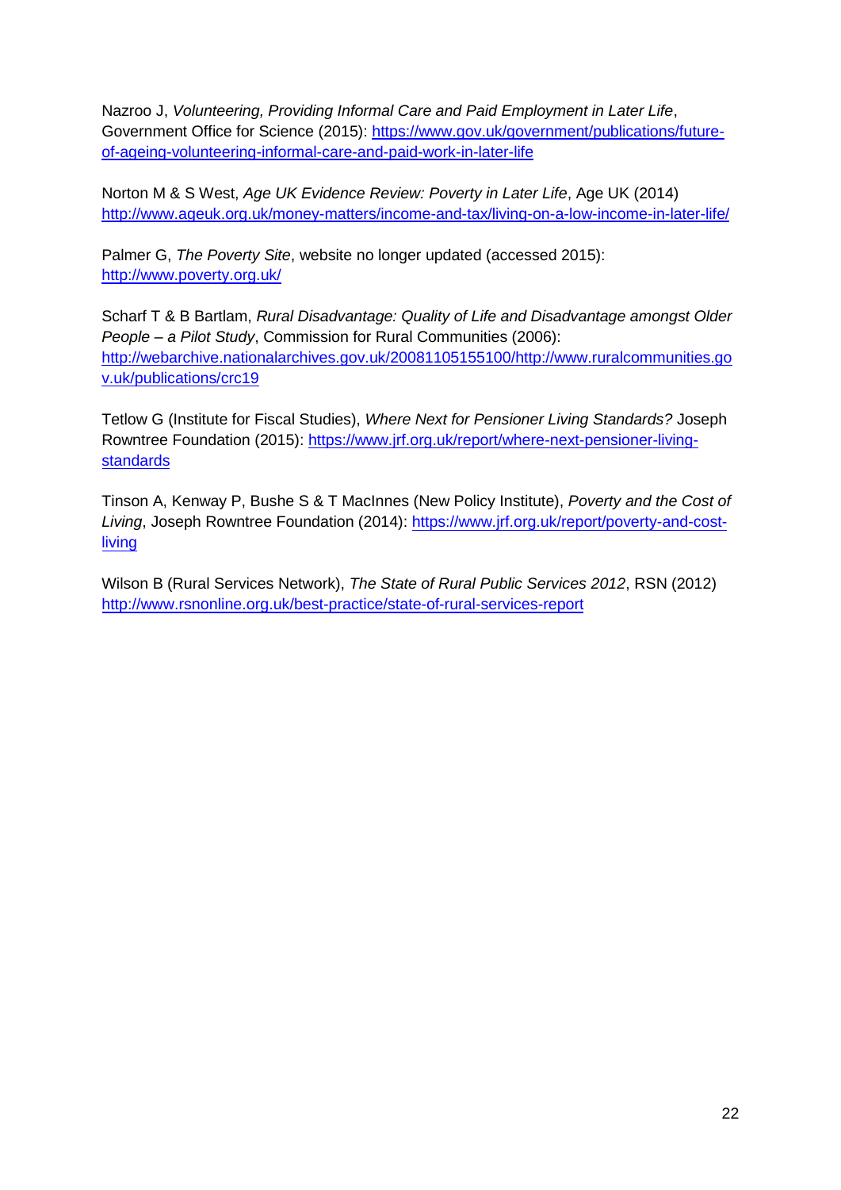Nazroo J, *Volunteering, Providing Informal Care and Paid Employment in Later Life*, Government Office for Science (2015): https://www.gov.uk/government/publications/future-of-ageing-volunteering-informal-care-and-paid-work-in-later-life

Norton M & S West, *Age UK Evidence Review: Poverty in Later Life*, Age UK (2014) http://www.ageuk.org.uk/money-matters/income-and-tax/living-on-a-low-income-in-later-life/

Palmer G, *The Poverty Site*, website no longer updated (accessed 2015): http://www.poverty.org.uk/

Scharf T & B Bartlam, *Rural Disadvantage: Quality of Life and Disadvantage amongst Older People – a Pilot Study*, Commission for Rural Communities (2006): http://webarchive.nationalarchives.gov.uk/20081105155100/http://www.ruralcommunities.gov.uk/publications/crc19

Tetlow G (Institute for Fiscal Studies), *Where Next for Pensioner Living Standards?* Joseph Rowntree Foundation (2015): https://www.jrf.org.uk/report/where-next-pensioner-living-standards

Tinson A, Kenway P, Bushe S & T MacInnes (New Policy Institute), *Poverty and the Cost of Living*, Joseph Rowntree Foundation (2014): https://www.jrf.org.uk/report/poverty-and-cost-living

Wilson B (Rural Services Network), *The State of Rural Public Services 2012*, RSN (2012) http://www.rsnonline.org.uk/best-practice/state-of-rural-services-report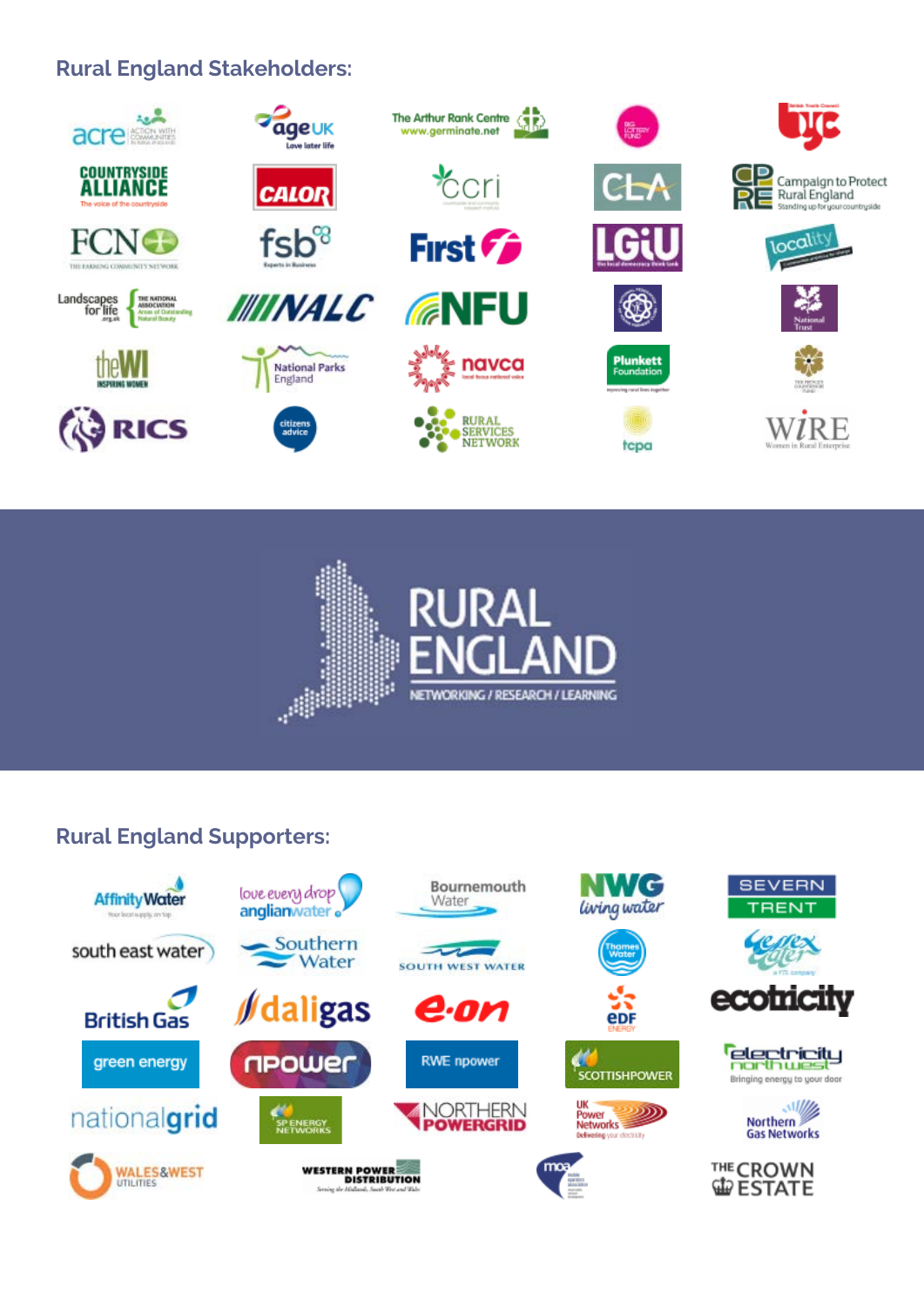## Rural England Stakeholders:

## RURAL ENGLAND

NETWORKING / RESEARCH / LEARNING

## Rural England Supporters: